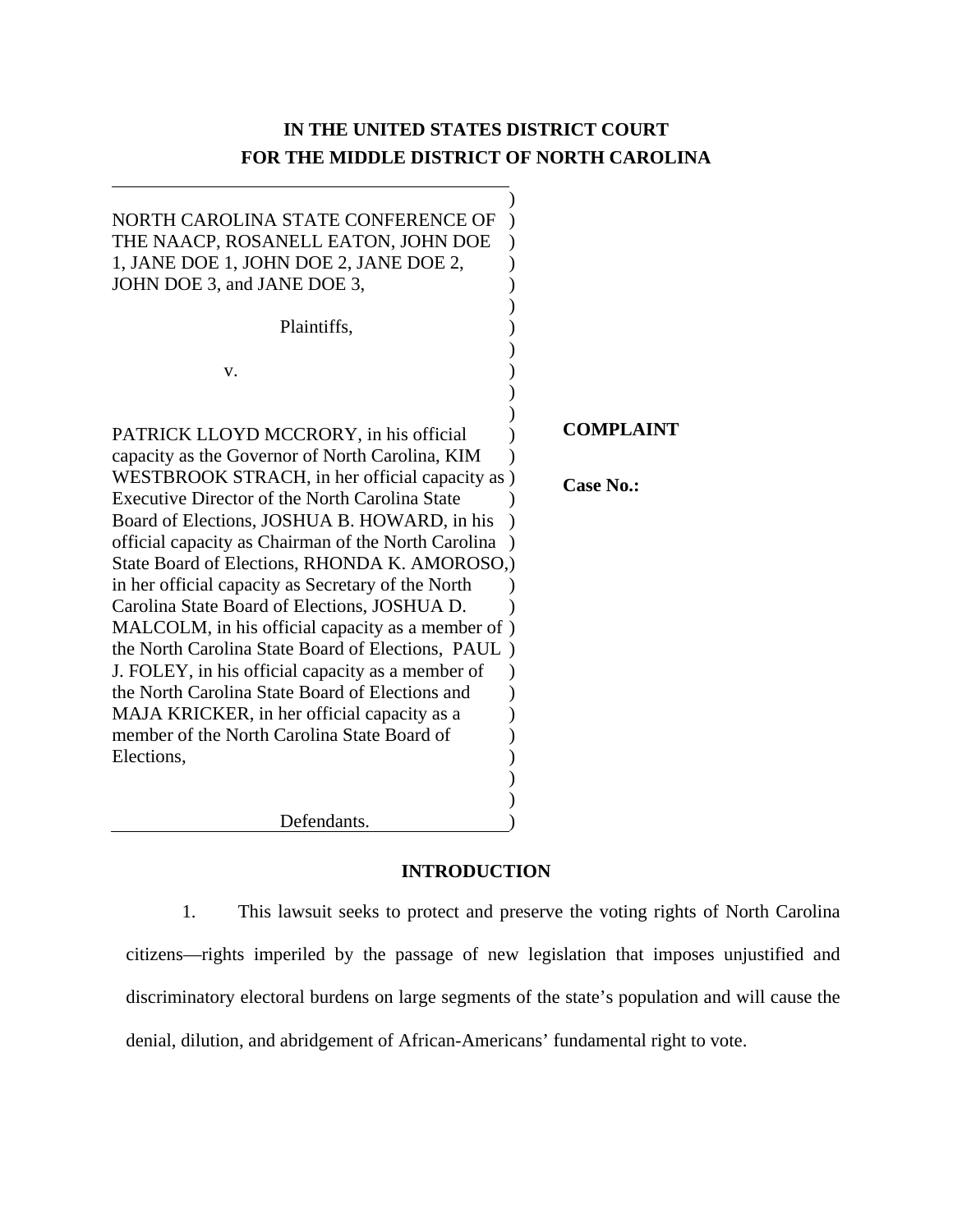**IN THE UNITED STATES DISTRICT COURT**
**FOR THE MIDDLE DISTRICT OF NORTH CAROLINA**

NORTH CAROLINA STATE CONFERENCE OF THE NAACP, ROSANELL EATON, JOHN DOE 1, JANE DOE 1, JOHN DOE 2, JANE DOE 2, JOHN DOE 3, and JANE DOE 3,

Plaintiffs,

v.

PATRICK LLOYD MCCRORY, in his official capacity as the Governor of North Carolina, KIM WESTBROOK STRACH, in her official capacity as Executive Director of the North Carolina State Board of Elections, JOSHUA B. HOWARD, in his official capacity as Chairman of the North Carolina State Board of Elections, RHONDA K. AMOROSO, in her official capacity as Secretary of the North Carolina State Board of Elections, JOSHUA D. MALCOLM, in his official capacity as a member of the North Carolina State Board of Elections, PAUL J. FOLEY, in his official capacity as a member of the North Carolina State Board of Elections and MAJA KRICKER, in her official capacity as a member of the North Carolina State Board of Elections,

Defendants.

**COMPLAINT**

**Case No.:**

## INTRODUCTION

1. This lawsuit seeks to protect and preserve the voting rights of North Carolina citizens—rights imperiled by the passage of new legislation that imposes unjustified and discriminatory electoral burdens on large segments of the state's population and will cause the denial, dilution, and abridgement of African-Americans' fundamental right to vote.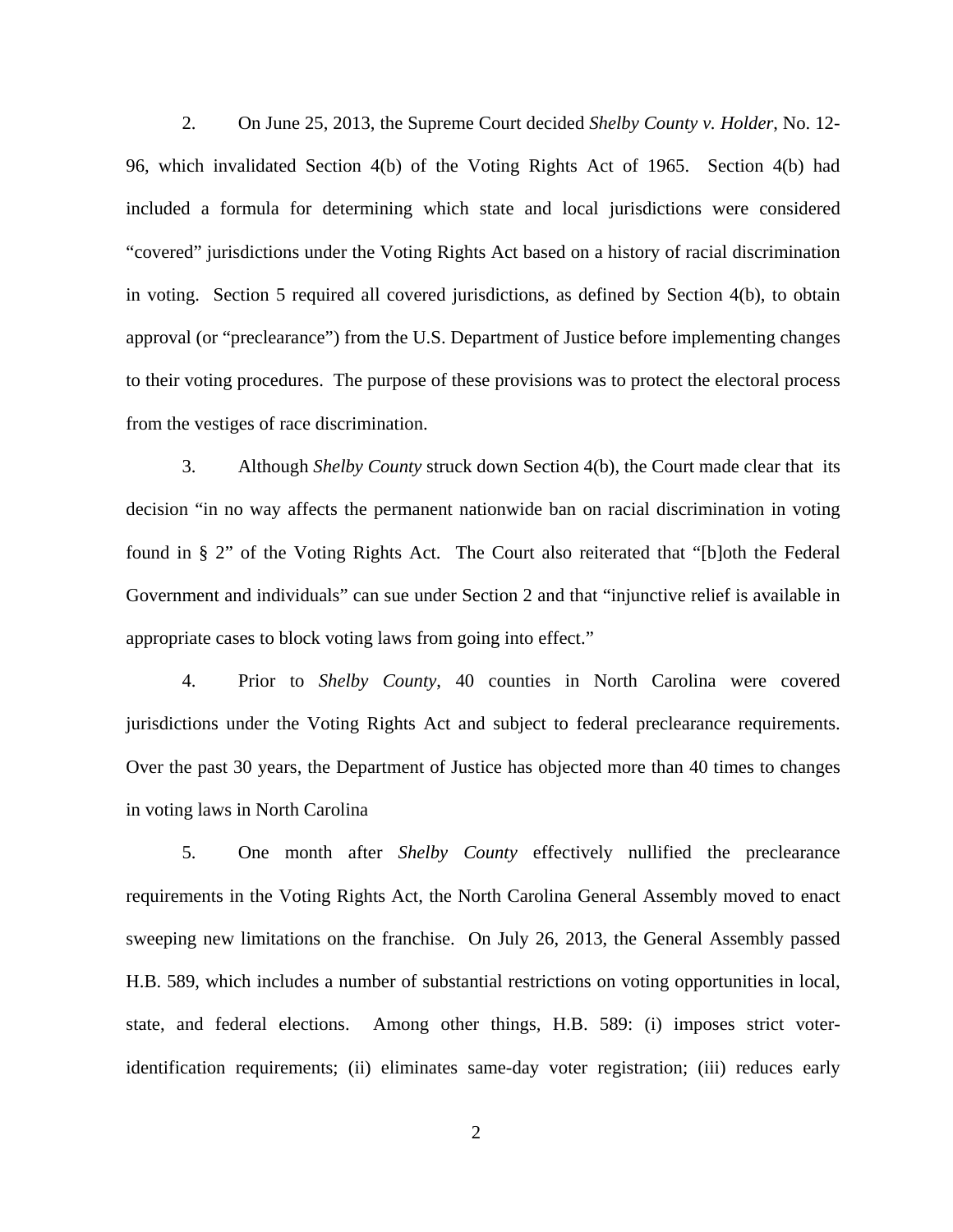2. On June 25, 2013, the Supreme Court decided *Shelby County v. Holder*, No. 12-96, which invalidated Section 4(b) of the Voting Rights Act of 1965. Section 4(b) had included a formula for determining which state and local jurisdictions were considered "covered" jurisdictions under the Voting Rights Act based on a history of racial discrimination in voting. Section 5 required all covered jurisdictions, as defined by Section 4(b), to obtain approval (or "preclearance") from the U.S. Department of Justice before implementing changes to their voting procedures. The purpose of these provisions was to protect the electoral process from the vestiges of race discrimination.

3. Although *Shelby County* struck down Section 4(b), the Court made clear that its decision "in no way affects the permanent nationwide ban on racial discrimination in voting found in § 2" of the Voting Rights Act. The Court also reiterated that "[b]oth the Federal Government and individuals" can sue under Section 2 and that "injunctive relief is available in appropriate cases to block voting laws from going into effect."

4. Prior to *Shelby County*, 40 counties in North Carolina were covered jurisdictions under the Voting Rights Act and subject to federal preclearance requirements. Over the past 30 years, the Department of Justice has objected more than 40 times to changes in voting laws in North Carolina

5. One month after *Shelby County* effectively nullified the preclearance requirements in the Voting Rights Act, the North Carolina General Assembly moved to enact sweeping new limitations on the franchise. On July 26, 2013, the General Assembly passed H.B. 589, which includes a number of substantial restrictions on voting opportunities in local, state, and federal elections. Among other things, H.B. 589: (i) imposes strict voter-identification requirements; (ii) eliminates same-day voter registration; (iii) reduces early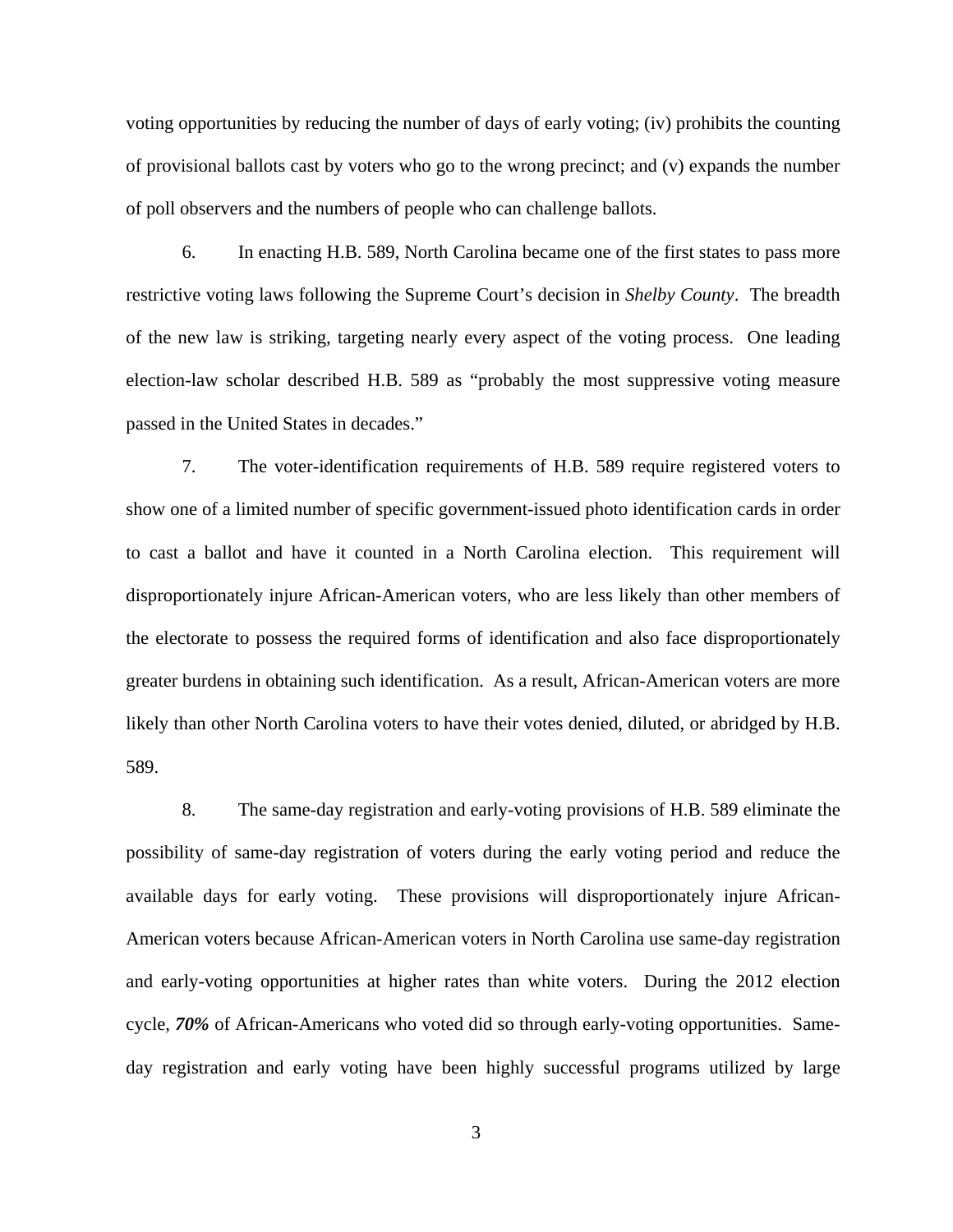voting opportunities by reducing the number of days of early voting; (iv) prohibits the counting of provisional ballots cast by voters who go to the wrong precinct; and (v) expands the number of poll observers and the numbers of people who can challenge ballots.

6. In enacting H.B. 589, North Carolina became one of the first states to pass more restrictive voting laws following the Supreme Court's decision in *Shelby County*. The breadth of the new law is striking, targeting nearly every aspect of the voting process. One leading election-law scholar described H.B. 589 as "probably the most suppressive voting measure passed in the United States in decades."

7. The voter-identification requirements of H.B. 589 require registered voters to show one of a limited number of specific government-issued photo identification cards in order to cast a ballot and have it counted in a North Carolina election. This requirement will disproportionately injure African-American voters, who are less likely than other members of the electorate to possess the required forms of identification and also face disproportionately greater burdens in obtaining such identification. As a result, African-American voters are more likely than other North Carolina voters to have their votes denied, diluted, or abridged by H.B. 589.

8. The same-day registration and early-voting provisions of H.B. 589 eliminate the possibility of same-day registration of voters during the early voting period and reduce the available days for early voting. These provisions will disproportionately injure African-American voters because African-American voters in North Carolina use same-day registration and early-voting opportunities at higher rates than white voters. During the 2012 election cycle, ***70%*** of African-Americans who voted did so through early-voting opportunities. Same-day registration and early voting have been highly successful programs utilized by large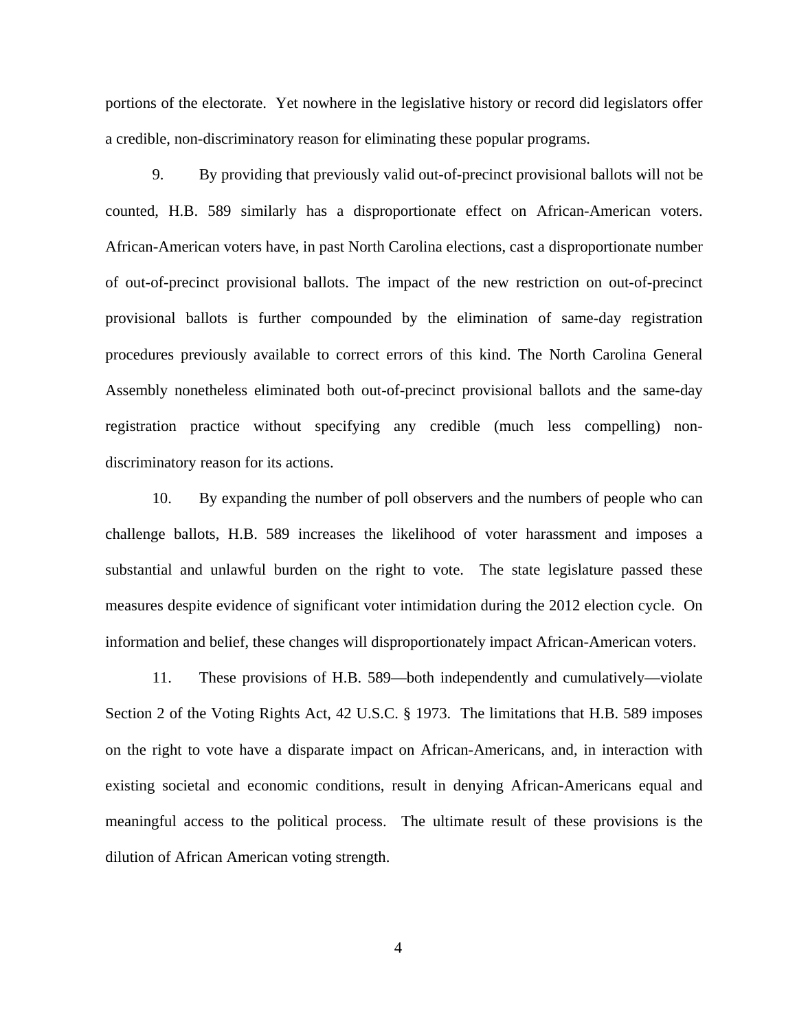portions of the electorate. Yet nowhere in the legislative history or record did legislators offer a credible, non-discriminatory reason for eliminating these popular programs.

9. By providing that previously valid out-of-precinct provisional ballots will not be counted, H.B. 589 similarly has a disproportionate effect on African-American voters. African-American voters have, in past North Carolina elections, cast a disproportionate number of out-of-precinct provisional ballots. The impact of the new restriction on out-of-precinct provisional ballots is further compounded by the elimination of same-day registration procedures previously available to correct errors of this kind. The North Carolina General Assembly nonetheless eliminated both out-of-precinct provisional ballots and the same-day registration practice without specifying any credible (much less compelling) non-discriminatory reason for its actions.

10. By expanding the number of poll observers and the numbers of people who can challenge ballots, H.B. 589 increases the likelihood of voter harassment and imposes a substantial and unlawful burden on the right to vote. The state legislature passed these measures despite evidence of significant voter intimidation during the 2012 election cycle. On information and belief, these changes will disproportionately impact African-American voters.

11. These provisions of H.B. 589—both independently and cumulatively—violate Section 2 of the Voting Rights Act, 42 U.S.C. § 1973. The limitations that H.B. 589 imposes on the right to vote have a disparate impact on African-Americans, and, in interaction with existing societal and economic conditions, result in denying African-Americans equal and meaningful access to the political process. The ultimate result of these provisions is the dilution of African American voting strength.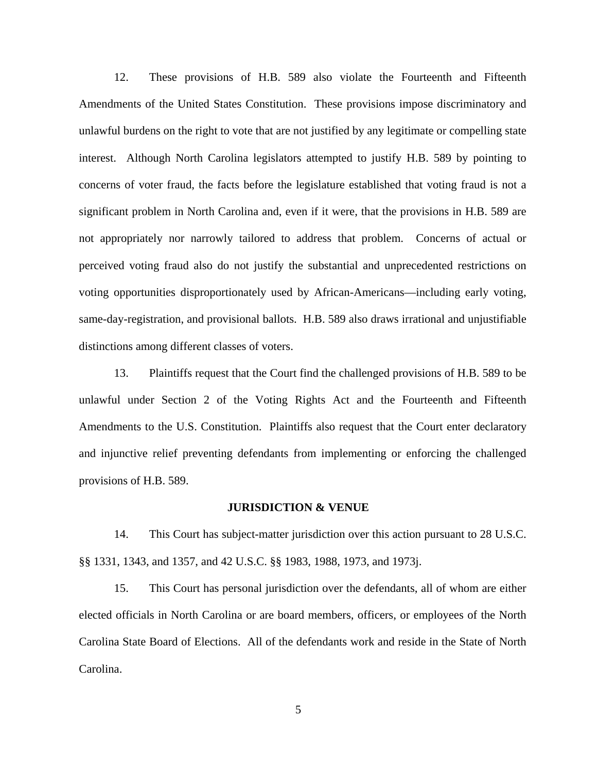12. These provisions of H.B. 589 also violate the Fourteenth and Fifteenth Amendments of the United States Constitution. These provisions impose discriminatory and unlawful burdens on the right to vote that are not justified by any legitimate or compelling state interest. Although North Carolina legislators attempted to justify H.B. 589 by pointing to concerns of voter fraud, the facts before the legislature established that voting fraud is not a significant problem in North Carolina and, even if it were, that the provisions in H.B. 589 are not appropriately nor narrowly tailored to address that problem. Concerns of actual or perceived voting fraud also do not justify the substantial and unprecedented restrictions on voting opportunities disproportionately used by African-Americans—including early voting, same-day-registration, and provisional ballots. H.B. 589 also draws irrational and unjustifiable distinctions among different classes of voters.

13. Plaintiffs request that the Court find the challenged provisions of H.B. 589 to be unlawful under Section 2 of the Voting Rights Act and the Fourteenth and Fifteenth Amendments to the U.S. Constitution. Plaintiffs also request that the Court enter declaratory and injunctive relief preventing defendants from implementing or enforcing the challenged provisions of H.B. 589.

## JURISDICTION & VENUE

14. This Court has subject-matter jurisdiction over this action pursuant to 28 U.S.C. §§ 1331, 1343, and 1357, and 42 U.S.C. §§ 1983, 1988, 1973, and 1973j.

15. This Court has personal jurisdiction over the defendants, all of whom are either elected officials in North Carolina or are board members, officers, or employees of the North Carolina State Board of Elections. All of the defendants work and reside in the State of North Carolina.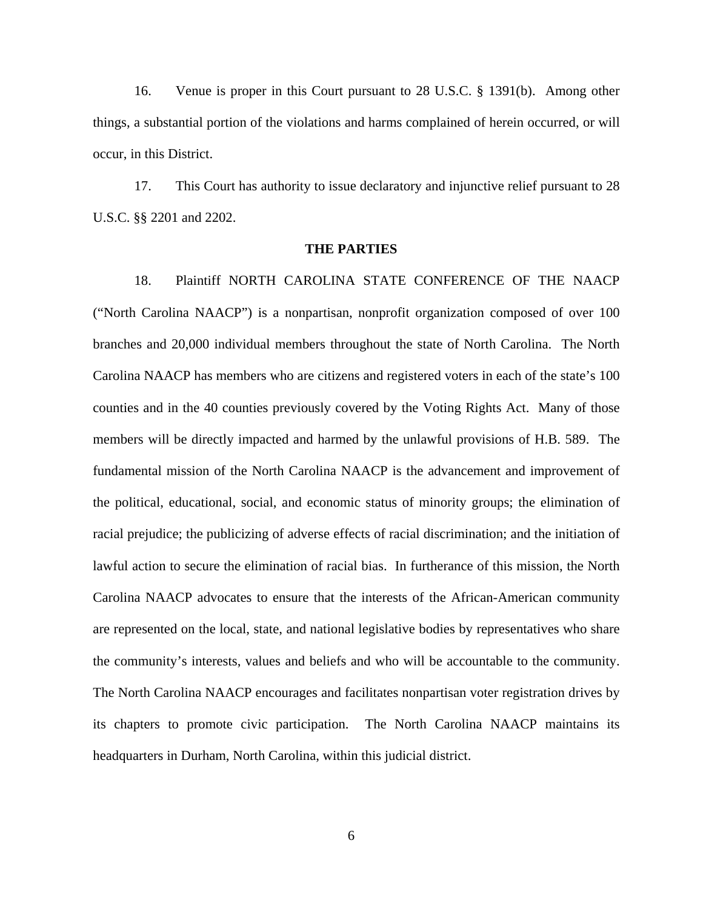16. Venue is proper in this Court pursuant to 28 U.S.C. § 1391(b). Among other things, a substantial portion of the violations and harms complained of herein occurred, or will occur, in this District.

17. This Court has authority to issue declaratory and injunctive relief pursuant to 28 U.S.C. §§ 2201 and 2202.

**THE PARTIES**

18. Plaintiff NORTH CAROLINA STATE CONFERENCE OF THE NAACP ("North Carolina NAACP") is a nonpartisan, nonprofit organization composed of over 100 branches and 20,000 individual members throughout the state of North Carolina. The North Carolina NAACP has members who are citizens and registered voters in each of the state's 100 counties and in the 40 counties previously covered by the Voting Rights Act. Many of those members will be directly impacted and harmed by the unlawful provisions of H.B. 589. The fundamental mission of the North Carolina NAACP is the advancement and improvement of the political, educational, social, and economic status of minority groups; the elimination of racial prejudice; the publicizing of adverse effects of racial discrimination; and the initiation of lawful action to secure the elimination of racial bias. In furtherance of this mission, the North Carolina NAACP advocates to ensure that the interests of the African-American community are represented on the local, state, and national legislative bodies by representatives who share the community's interests, values and beliefs and who will be accountable to the community. The North Carolina NAACP encourages and facilitates nonpartisan voter registration drives by its chapters to promote civic participation. The North Carolina NAACP maintains its headquarters in Durham, North Carolina, within this judicial district.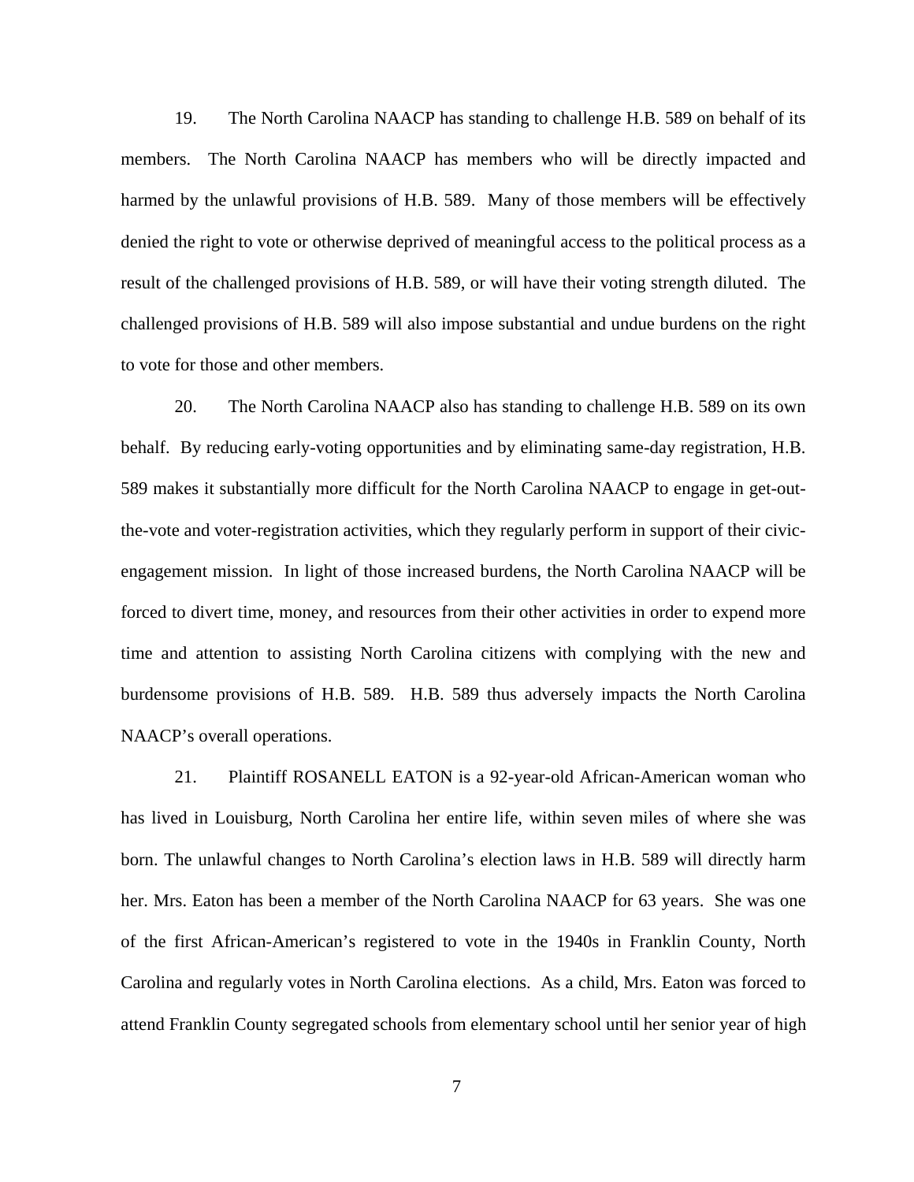19. The North Carolina NAACP has standing to challenge H.B. 589 on behalf of its members. The North Carolina NAACP has members who will be directly impacted and harmed by the unlawful provisions of H.B. 589. Many of those members will be effectively denied the right to vote or otherwise deprived of meaningful access to the political process as a result of the challenged provisions of H.B. 589, or will have their voting strength diluted. The challenged provisions of H.B. 589 will also impose substantial and undue burdens on the right to vote for those and other members.

20. The North Carolina NAACP also has standing to challenge H.B. 589 on its own behalf. By reducing early-voting opportunities and by eliminating same-day registration, H.B. 589 makes it substantially more difficult for the North Carolina NAACP to engage in get-out-the-vote and voter-registration activities, which they regularly perform in support of their civic-engagement mission. In light of those increased burdens, the North Carolina NAACP will be forced to divert time, money, and resources from their other activities in order to expend more time and attention to assisting North Carolina citizens with complying with the new and burdensome provisions of H.B. 589. H.B. 589 thus adversely impacts the North Carolina NAACP's overall operations.

21. Plaintiff ROSANELL EATON is a 92-year-old African-American woman who has lived in Louisburg, North Carolina her entire life, within seven miles of where she was born. The unlawful changes to North Carolina's election laws in H.B. 589 will directly harm her. Mrs. Eaton has been a member of the North Carolina NAACP for 63 years. She was one of the first African-American's registered to vote in the 1940s in Franklin County, North Carolina and regularly votes in North Carolina elections. As a child, Mrs. Eaton was forced to attend Franklin County segregated schools from elementary school until her senior year of high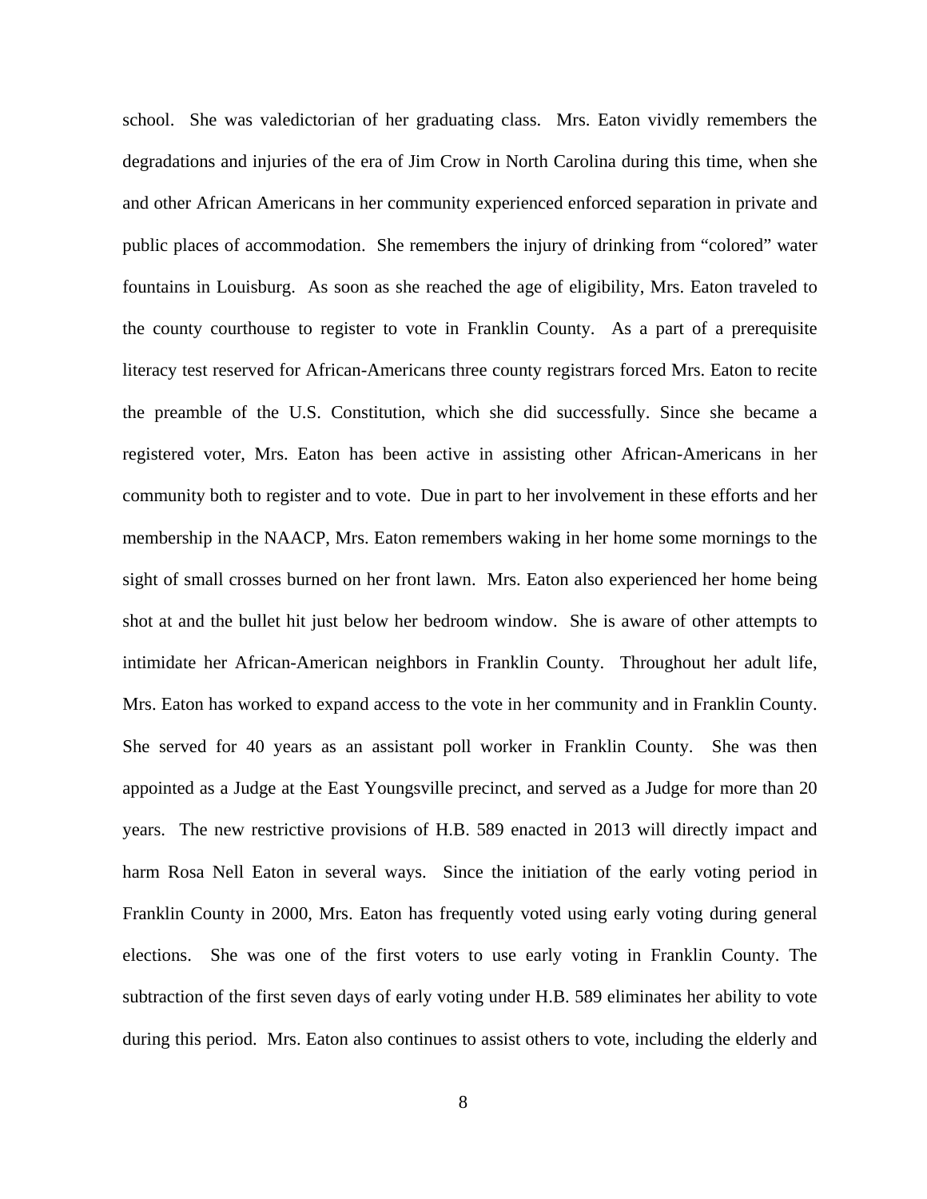school. She was valedictorian of her graduating class. Mrs. Eaton vividly remembers the degradations and injuries of the era of Jim Crow in North Carolina during this time, when she and other African Americans in her community experienced enforced separation in private and public places of accommodation. She remembers the injury of drinking from "colored" water fountains in Louisburg. As soon as she reached the age of eligibility, Mrs. Eaton traveled to the county courthouse to register to vote in Franklin County. As a part of a prerequisite literacy test reserved for African-Americans three county registrars forced Mrs. Eaton to recite the preamble of the U.S. Constitution, which she did successfully. Since she became a registered voter, Mrs. Eaton has been active in assisting other African-Americans in her community both to register and to vote. Due in part to her involvement in these efforts and her membership in the NAACP, Mrs. Eaton remembers waking in her home some mornings to the sight of small crosses burned on her front lawn. Mrs. Eaton also experienced her home being shot at and the bullet hit just below her bedroom window. She is aware of other attempts to intimidate her African-American neighbors in Franklin County. Throughout her adult life, Mrs. Eaton has worked to expand access to the vote in her community and in Franklin County. She served for 40 years as an assistant poll worker in Franklin County. She was then appointed as a Judge at the East Youngsville precinct, and served as a Judge for more than 20 years. The new restrictive provisions of H.B. 589 enacted in 2013 will directly impact and harm Rosa Nell Eaton in several ways. Since the initiation of the early voting period in Franklin County in 2000, Mrs. Eaton has frequently voted using early voting during general elections. She was one of the first voters to use early voting in Franklin County. The subtraction of the first seven days of early voting under H.B. 589 eliminates her ability to vote during this period. Mrs. Eaton also continues to assist others to vote, including the elderly and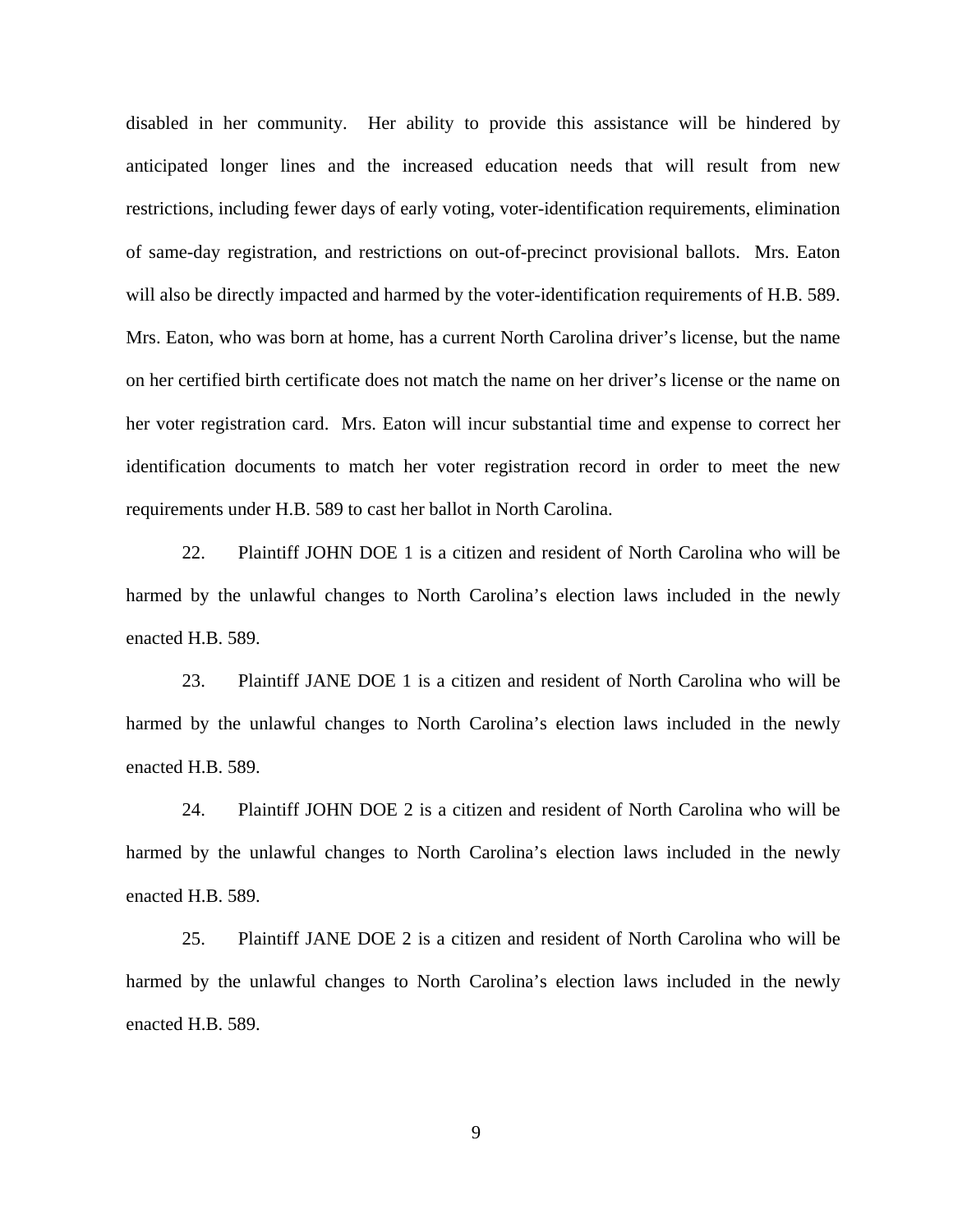disabled in her community. Her ability to provide this assistance will be hindered by anticipated longer lines and the increased education needs that will result from new restrictions, including fewer days of early voting, voter-identification requirements, elimination of same-day registration, and restrictions on out-of-precinct provisional ballots. Mrs. Eaton will also be directly impacted and harmed by the voter-identification requirements of H.B. 589. Mrs. Eaton, who was born at home, has a current North Carolina driver's license, but the name on her certified birth certificate does not match the name on her driver's license or the name on her voter registration card. Mrs. Eaton will incur substantial time and expense to correct her identification documents to match her voter registration record in order to meet the new requirements under H.B. 589 to cast her ballot in North Carolina.

22. Plaintiff JOHN DOE 1 is a citizen and resident of North Carolina who will be harmed by the unlawful changes to North Carolina's election laws included in the newly enacted H.B. 589.

23. Plaintiff JANE DOE 1 is a citizen and resident of North Carolina who will be harmed by the unlawful changes to North Carolina's election laws included in the newly enacted H.B. 589.

24. Plaintiff JOHN DOE 2 is a citizen and resident of North Carolina who will be harmed by the unlawful changes to North Carolina's election laws included in the newly enacted H.B. 589.

25. Plaintiff JANE DOE 2 is a citizen and resident of North Carolina who will be harmed by the unlawful changes to North Carolina's election laws included in the newly enacted H.B. 589.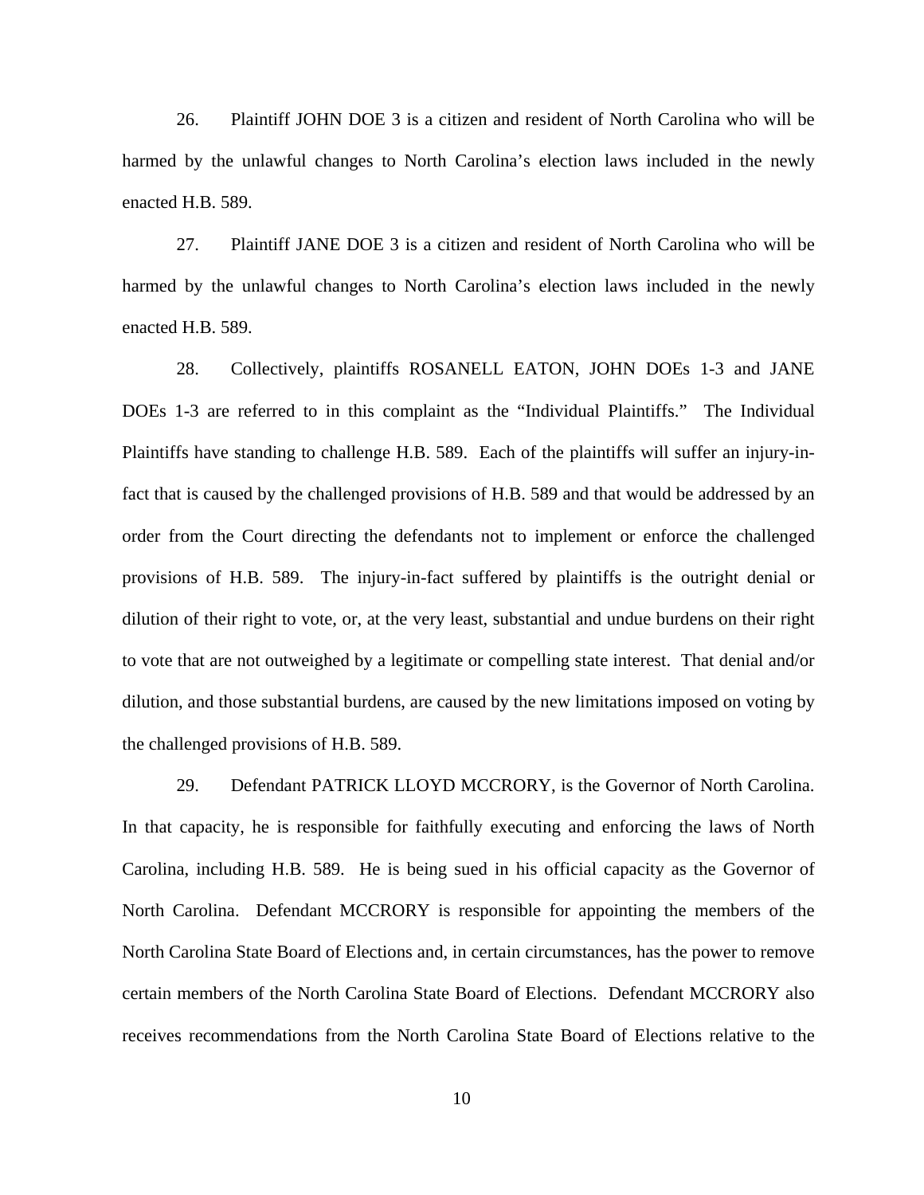26. Plaintiff JOHN DOE 3 is a citizen and resident of North Carolina who will be harmed by the unlawful changes to North Carolina's election laws included in the newly enacted H.B. 589.

27. Plaintiff JANE DOE 3 is a citizen and resident of North Carolina who will be harmed by the unlawful changes to North Carolina's election laws included in the newly enacted H.B. 589.

28. Collectively, plaintiffs ROSANELL EATON, JOHN DOEs 1-3 and JANE DOEs 1-3 are referred to in this complaint as the "Individual Plaintiffs." The Individual Plaintiffs have standing to challenge H.B. 589. Each of the plaintiffs will suffer an injury-in-fact that is caused by the challenged provisions of H.B. 589 and that would be addressed by an order from the Court directing the defendants not to implement or enforce the challenged provisions of H.B. 589. The injury-in-fact suffered by plaintiffs is the outright denial or dilution of their right to vote, or, at the very least, substantial and undue burdens on their right to vote that are not outweighed by a legitimate or compelling state interest. That denial and/or dilution, and those substantial burdens, are caused by the new limitations imposed on voting by the challenged provisions of H.B. 589.

29. Defendant PATRICK LLOYD MCCRORY, is the Governor of North Carolina. In that capacity, he is responsible for faithfully executing and enforcing the laws of North Carolina, including H.B. 589. He is being sued in his official capacity as the Governor of North Carolina. Defendant MCCRORY is responsible for appointing the members of the North Carolina State Board of Elections and, in certain circumstances, has the power to remove certain members of the North Carolina State Board of Elections. Defendant MCCRORY also receives recommendations from the North Carolina State Board of Elections relative to the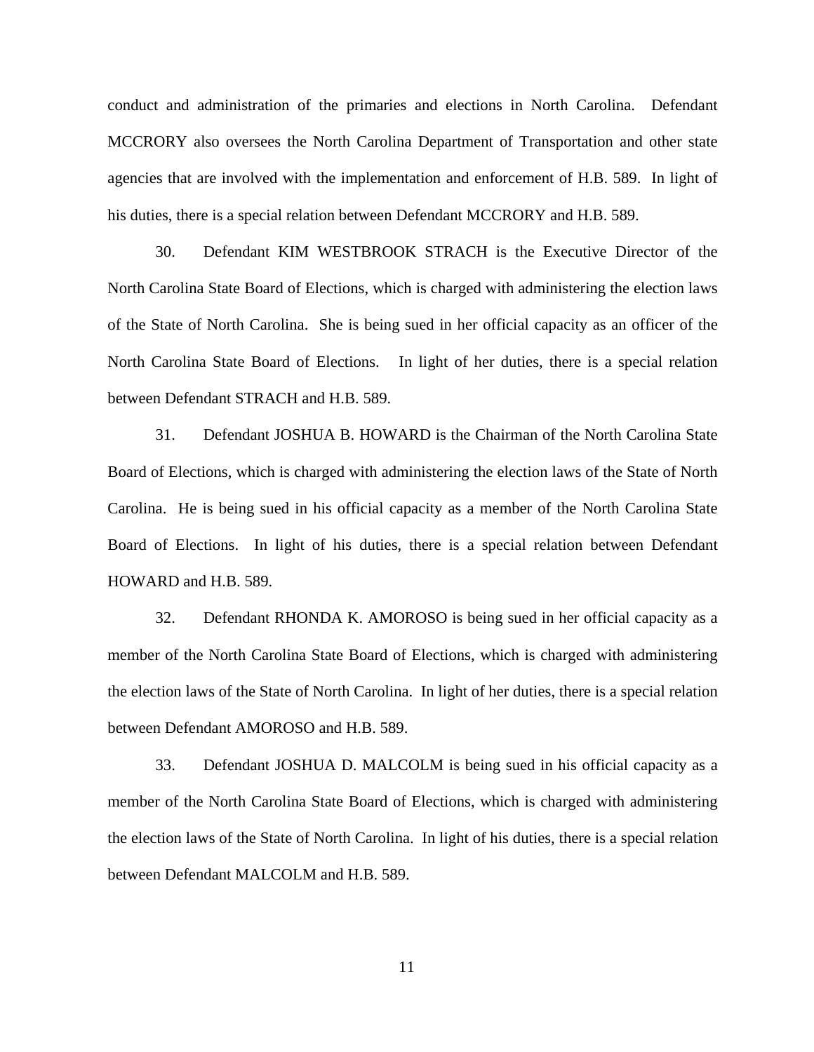conduct and administration of the primaries and elections in North Carolina. Defendant MCCRORY also oversees the North Carolina Department of Transportation and other state agencies that are involved with the implementation and enforcement of H.B. 589. In light of his duties, there is a special relation between Defendant MCCRORY and H.B. 589.

30. Defendant KIM WESTBROOK STRACH is the Executive Director of the North Carolina State Board of Elections, which is charged with administering the election laws of the State of North Carolina. She is being sued in her official capacity as an officer of the North Carolina State Board of Elections. In light of her duties, there is a special relation between Defendant STRACH and H.B. 589.

31. Defendant JOSHUA B. HOWARD is the Chairman of the North Carolina State Board of Elections, which is charged with administering the election laws of the State of North Carolina. He is being sued in his official capacity as a member of the North Carolina State Board of Elections. In light of his duties, there is a special relation between Defendant HOWARD and H.B. 589.

32. Defendant RHONDA K. AMOROSO is being sued in her official capacity as a member of the North Carolina State Board of Elections, which is charged with administering the election laws of the State of North Carolina. In light of her duties, there is a special relation between Defendant AMOROSO and H.B. 589.

33. Defendant JOSHUA D. MALCOLM is being sued in his official capacity as a member of the North Carolina State Board of Elections, which is charged with administering the election laws of the State of North Carolina. In light of his duties, there is a special relation between Defendant MALCOLM and H.B. 589.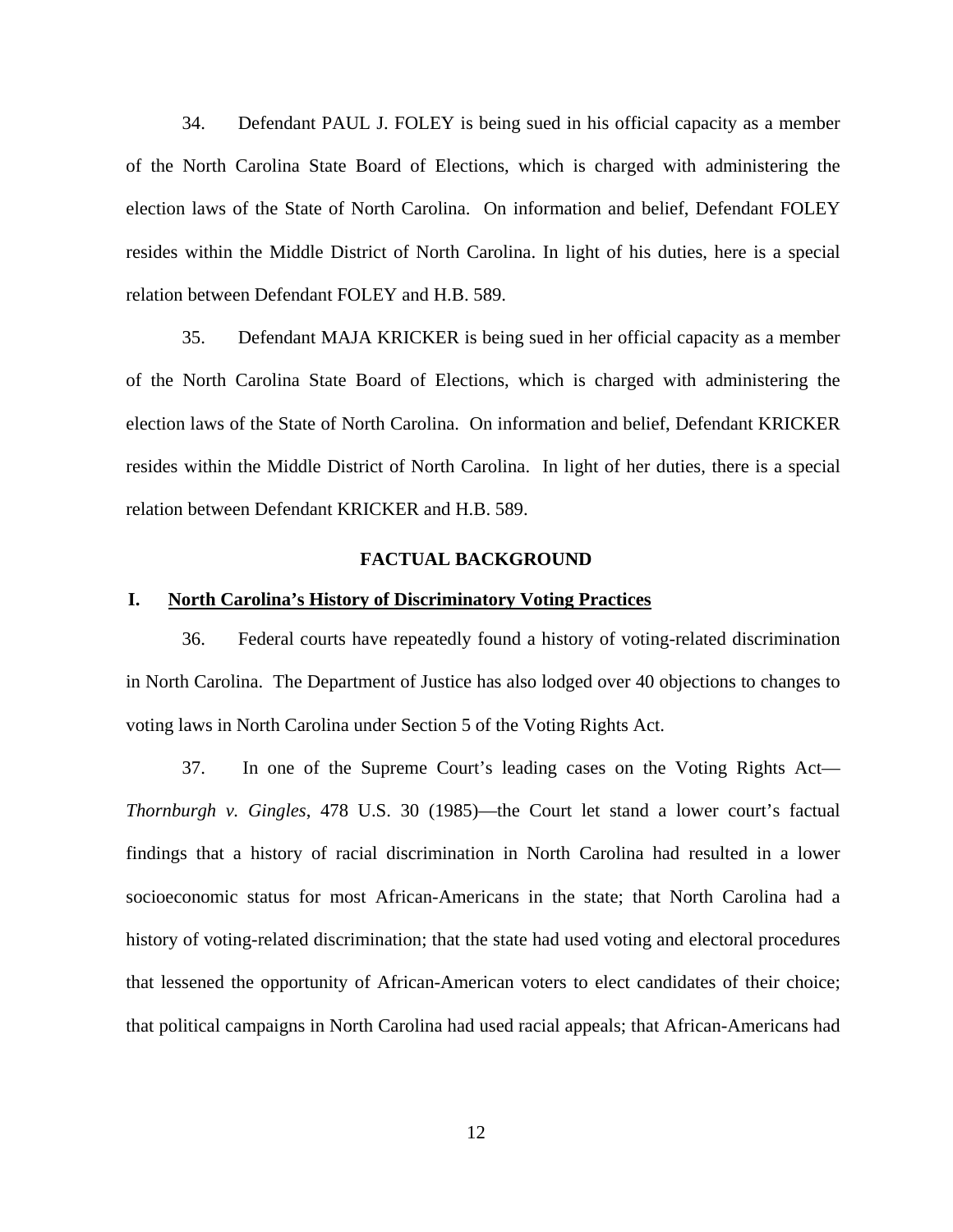34. Defendant PAUL J. FOLEY is being sued in his official capacity as a member of the North Carolina State Board of Elections, which is charged with administering the election laws of the State of North Carolina. On information and belief, Defendant FOLEY resides within the Middle District of North Carolina. In light of his duties, here is a special relation between Defendant FOLEY and H.B. 589.

35. Defendant MAJA KRICKER is being sued in her official capacity as a member of the North Carolina State Board of Elections, which is charged with administering the election laws of the State of North Carolina. On information and belief, Defendant KRICKER resides within the Middle District of North Carolina. In light of her duties, there is a special relation between Defendant KRICKER and H.B. 589.

## FACTUAL BACKGROUND

### I. <u>North Carolina's History of Discriminatory Voting Practices</u>

36. Federal courts have repeatedly found a history of voting-related discrimination in North Carolina. The Department of Justice has also lodged over 40 objections to changes to voting laws in North Carolina under Section 5 of the Voting Rights Act.

37. In one of the Supreme Court's leading cases on the Voting Rights Act—*Thornburgh v. Gingles*, 478 U.S. 30 (1985)—the Court let stand a lower court's factual findings that a history of racial discrimination in North Carolina had resulted in a lower socioeconomic status for most African-Americans in the state; that North Carolina had a history of voting-related discrimination; that the state had used voting and electoral procedures that lessened the opportunity of African-American voters to elect candidates of their choice; that political campaigns in North Carolina had used racial appeals; that African-Americans had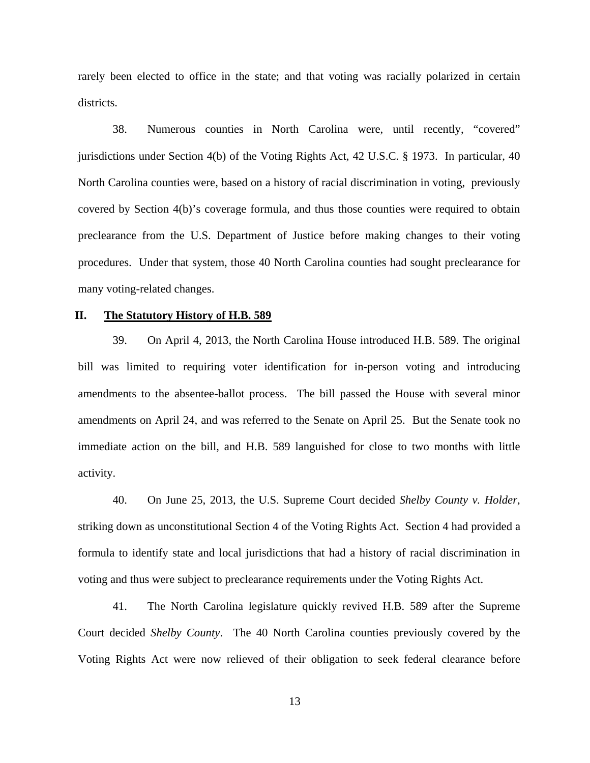rarely been elected to office in the state; and that voting was racially polarized in certain districts.

38. Numerous counties in North Carolina were, until recently, "covered" jurisdictions under Section 4(b) of the Voting Rights Act, 42 U.S.C. § 1973. In particular, 40 North Carolina counties were, based on a history of racial discrimination in voting, previously covered by Section 4(b)'s coverage formula, and thus those counties were required to obtain preclearance from the U.S. Department of Justice before making changes to their voting procedures. Under that system, those 40 North Carolina counties had sought preclearance for many voting-related changes.

## II. <u>The Statutory History of H.B. 589</u>

39. On April 4, 2013, the North Carolina House introduced H.B. 589. The original bill was limited to requiring voter identification for in-person voting and introducing amendments to the absentee-ballot process. The bill passed the House with several minor amendments on April 24, and was referred to the Senate on April 25. But the Senate took no immediate action on the bill, and H.B. 589 languished for close to two months with little activity.

40. On June 25, 2013, the U.S. Supreme Court decided *Shelby County v. Holder*, striking down as unconstitutional Section 4 of the Voting Rights Act. Section 4 had provided a formula to identify state and local jurisdictions that had a history of racial discrimination in voting and thus were subject to preclearance requirements under the Voting Rights Act.

41. The North Carolina legislature quickly revived H.B. 589 after the Supreme Court decided *Shelby County*. The 40 North Carolina counties previously covered by the Voting Rights Act were now relieved of their obligation to seek federal clearance before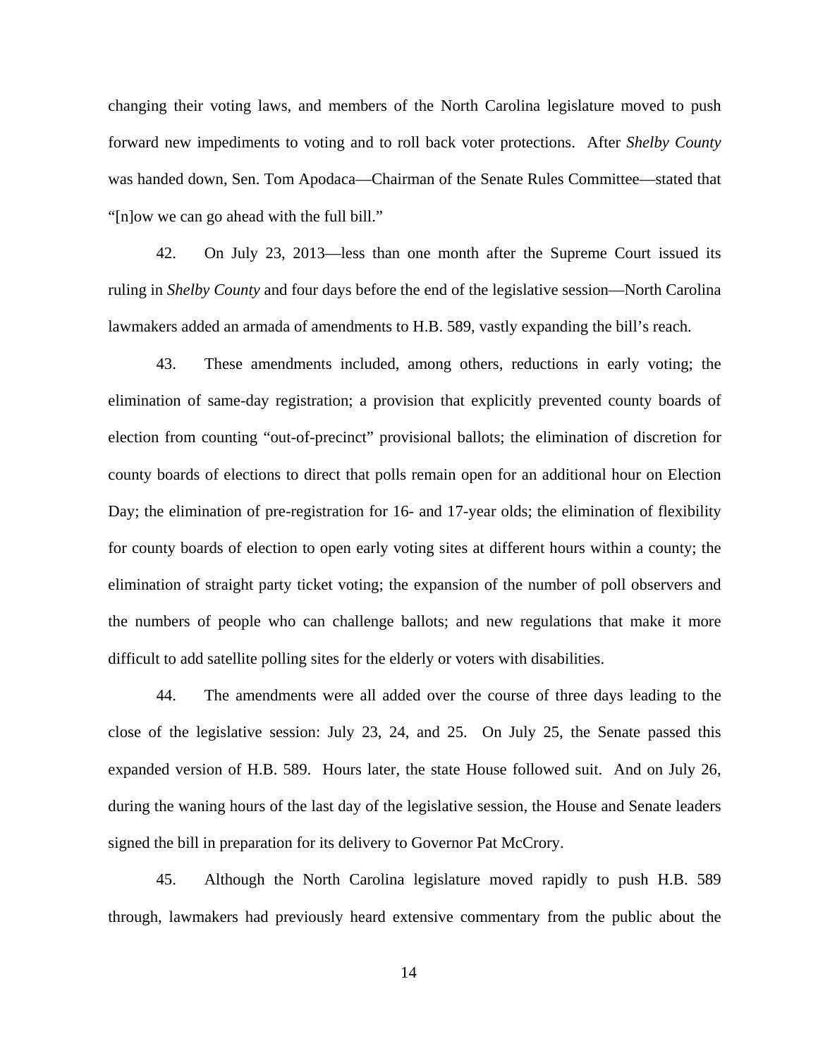changing their voting laws, and members of the North Carolina legislature moved to push forward new impediments to voting and to roll back voter protections. After *Shelby County* was handed down, Sen. Tom Apodaca—Chairman of the Senate Rules Committee—stated that "[n]ow we can go ahead with the full bill."

42. On July 23, 2013—less than one month after the Supreme Court issued its ruling in *Shelby County* and four days before the end of the legislative session—North Carolina lawmakers added an armada of amendments to H.B. 589, vastly expanding the bill's reach.

43. These amendments included, among others, reductions in early voting; the elimination of same-day registration; a provision that explicitly prevented county boards of election from counting "out-of-precinct" provisional ballots; the elimination of discretion for county boards of elections to direct that polls remain open for an additional hour on Election Day; the elimination of pre-registration for 16- and 17-year olds; the elimination of flexibility for county boards of election to open early voting sites at different hours within a county; the elimination of straight party ticket voting; the expansion of the number of poll observers and the numbers of people who can challenge ballots; and new regulations that make it more difficult to add satellite polling sites for the elderly or voters with disabilities.

44. The amendments were all added over the course of three days leading to the close of the legislative session: July 23, 24, and 25. On July 25, the Senate passed this expanded version of H.B. 589. Hours later, the state House followed suit. And on July 26, during the waning hours of the last day of the legislative session, the House and Senate leaders signed the bill in preparation for its delivery to Governor Pat McCrory.

45. Although the North Carolina legislature moved rapidly to push H.B. 589 through, lawmakers had previously heard extensive commentary from the public about the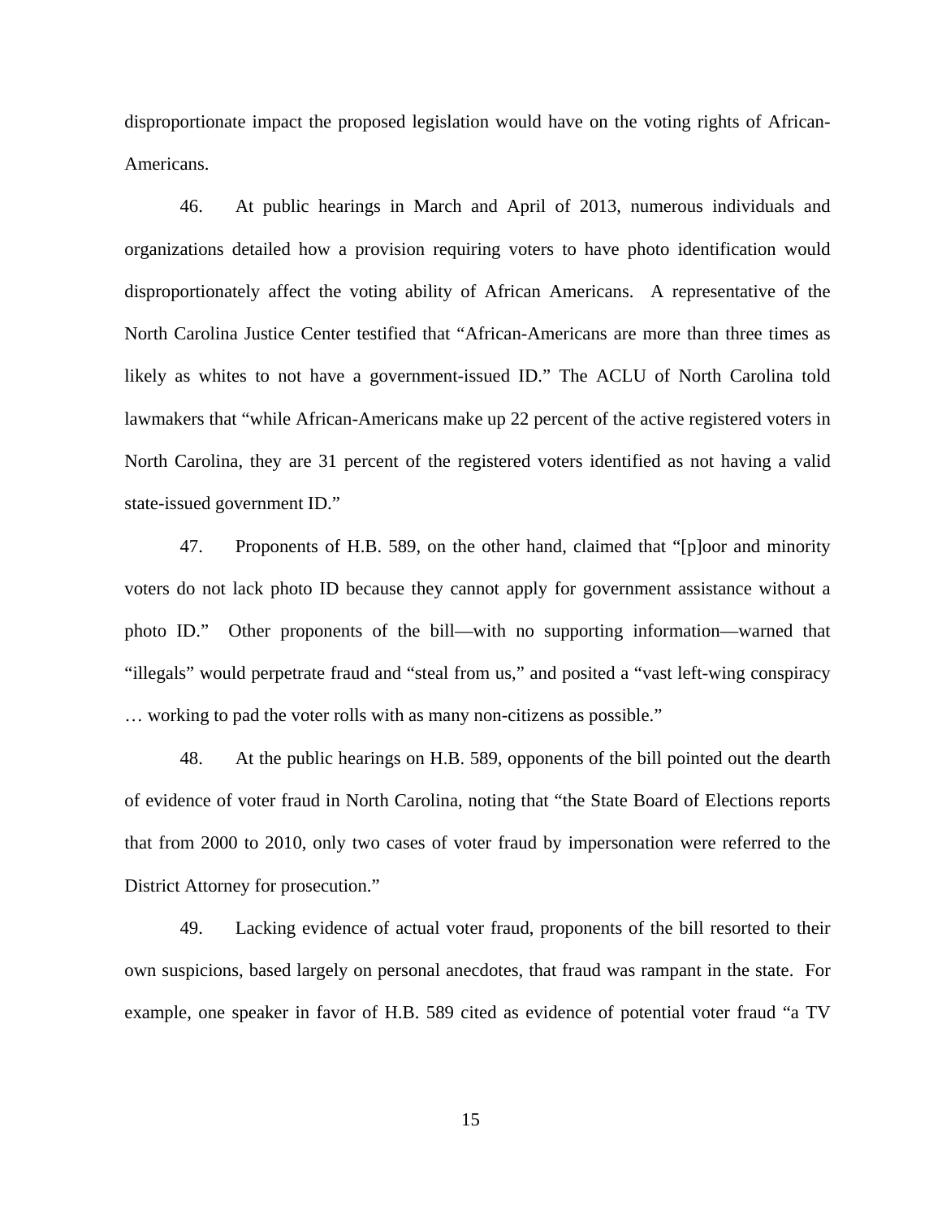disproportionate impact the proposed legislation would have on the voting rights of African-Americans.

46. At public hearings in March and April of 2013, numerous individuals and organizations detailed how a provision requiring voters to have photo identification would disproportionately affect the voting ability of African Americans. A representative of the North Carolina Justice Center testified that "African-Americans are more than three times as likely as whites to not have a government-issued ID." The ACLU of North Carolina told lawmakers that "while African-Americans make up 22 percent of the active registered voters in North Carolina, they are 31 percent of the registered voters identified as not having a valid state-issued government ID."

47. Proponents of H.B. 589, on the other hand, claimed that "[p]oor and minority voters do not lack photo ID because they cannot apply for government assistance without a photo ID." Other proponents of the bill—with no supporting information—warned that "illegals" would perpetrate fraud and "steal from us," and posited a "vast left-wing conspiracy … working to pad the voter rolls with as many non-citizens as possible."

48. At the public hearings on H.B. 589, opponents of the bill pointed out the dearth of evidence of voter fraud in North Carolina, noting that "the State Board of Elections reports that from 2000 to 2010, only two cases of voter fraud by impersonation were referred to the District Attorney for prosecution."

49. Lacking evidence of actual voter fraud, proponents of the bill resorted to their own suspicions, based largely on personal anecdotes, that fraud was rampant in the state. For example, one speaker in favor of H.B. 589 cited as evidence of potential voter fraud "a TV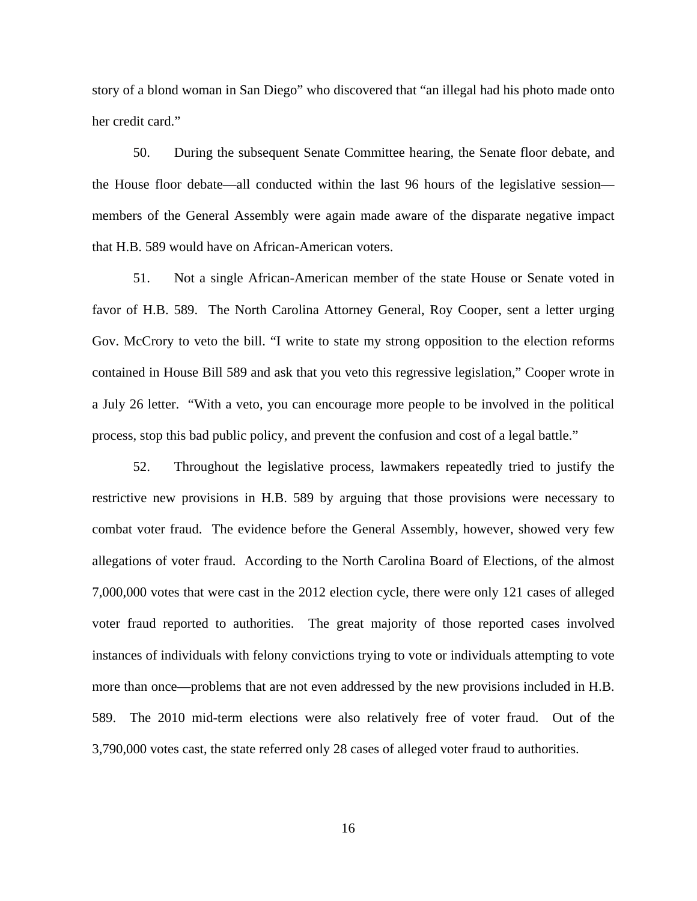story of a blond woman in San Diego" who discovered that "an illegal had his photo made onto her credit card."

50. During the subsequent Senate Committee hearing, the Senate floor debate, and the House floor debate—all conducted within the last 96 hours of the legislative session—members of the General Assembly were again made aware of the disparate negative impact that H.B. 589 would have on African-American voters.

51. Not a single African-American member of the state House or Senate voted in favor of H.B. 589. The North Carolina Attorney General, Roy Cooper, sent a letter urging Gov. McCrory to veto the bill. "I write to state my strong opposition to the election reforms contained in House Bill 589 and ask that you veto this regressive legislation," Cooper wrote in a July 26 letter. "With a veto, you can encourage more people to be involved in the political process, stop this bad public policy, and prevent the confusion and cost of a legal battle."

52. Throughout the legislative process, lawmakers repeatedly tried to justify the restrictive new provisions in H.B. 589 by arguing that those provisions were necessary to combat voter fraud. The evidence before the General Assembly, however, showed very few allegations of voter fraud. According to the North Carolina Board of Elections, of the almost 7,000,000 votes that were cast in the 2012 election cycle, there were only 121 cases of alleged voter fraud reported to authorities. The great majority of those reported cases involved instances of individuals with felony convictions trying to vote or individuals attempting to vote more than once—problems that are not even addressed by the new provisions included in H.B. 589. The 2010 mid-term elections were also relatively free of voter fraud. Out of the 3,790,000 votes cast, the state referred only 28 cases of alleged voter fraud to authorities.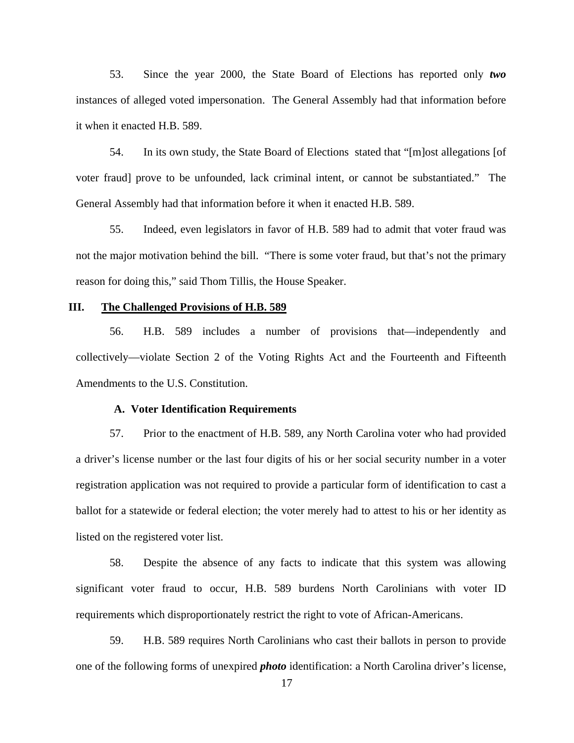53. Since the year 2000, the State Board of Elections has reported only ***two*** instances of alleged voted impersonation. The General Assembly had that information before it when it enacted H.B. 589.

54. In its own study, the State Board of Elections stated that "[m]ost allegations [of voter fraud] prove to be unfounded, lack criminal intent, or cannot be substantiated." The General Assembly had that information before it when it enacted H.B. 589.

55. Indeed, even legislators in favor of H.B. 589 had to admit that voter fraud was not the major motivation behind the bill. "There is some voter fraud, but that's not the primary reason for doing this," said Thom Tillis, the House Speaker.

## III. The Challenged Provisions of H.B. 589

56. H.B. 589 includes a number of provisions that—independently and collectively—violate Section 2 of the Voting Rights Act and the Fourteenth and Fifteenth Amendments to the U.S. Constitution.

### A. Voter Identification Requirements

57. Prior to the enactment of H.B. 589, any North Carolina voter who had provided a driver's license number or the last four digits of his or her social security number in a voter registration application was not required to provide a particular form of identification to cast a ballot for a statewide or federal election; the voter merely had to attest to his or her identity as listed on the registered voter list.

58. Despite the absence of any facts to indicate that this system was allowing significant voter fraud to occur, H.B. 589 burdens North Carolinians with voter ID requirements which disproportionately restrict the right to vote of African-Americans.

59. H.B. 589 requires North Carolinians who cast their ballots in person to provide one of the following forms of unexpired ***photo*** identification: a North Carolina driver's license,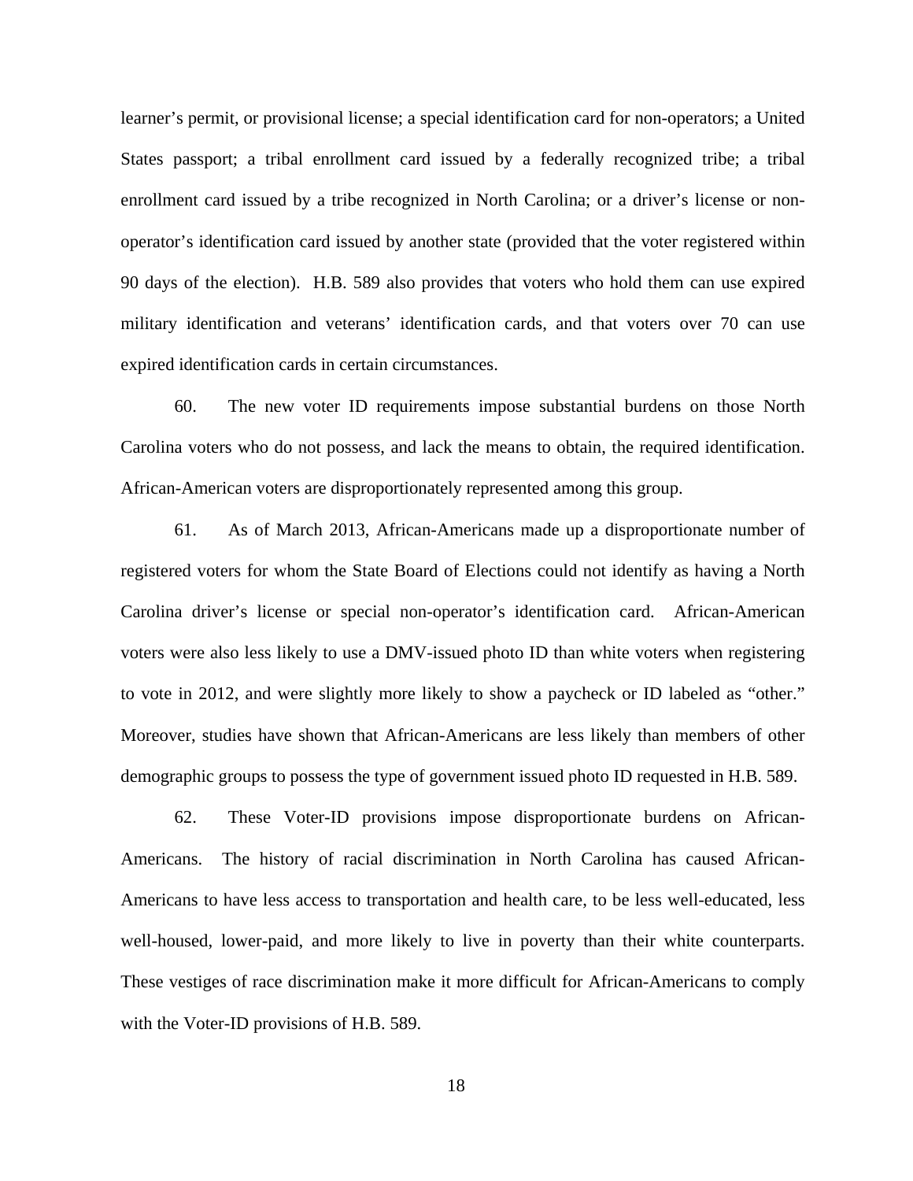learner's permit, or provisional license; a special identification card for non-operators; a United States passport; a tribal enrollment card issued by a federally recognized tribe; a tribal enrollment card issued by a tribe recognized in North Carolina; or a driver's license or non-operator's identification card issued by another state (provided that the voter registered within 90 days of the election). H.B. 589 also provides that voters who hold them can use expired military identification and veterans' identification cards, and that voters over 70 can use expired identification cards in certain circumstances.

60. The new voter ID requirements impose substantial burdens on those North Carolina voters who do not possess, and lack the means to obtain, the required identification. African-American voters are disproportionately represented among this group.

61. As of March 2013, African-Americans made up a disproportionate number of registered voters for whom the State Board of Elections could not identify as having a North Carolina driver's license or special non-operator's identification card. African-American voters were also less likely to use a DMV-issued photo ID than white voters when registering to vote in 2012, and were slightly more likely to show a paycheck or ID labeled as "other." Moreover, studies have shown that African-Americans are less likely than members of other demographic groups to possess the type of government issued photo ID requested in H.B. 589.

62. These Voter-ID provisions impose disproportionate burdens on African-Americans. The history of racial discrimination in North Carolina has caused African-Americans to have less access to transportation and health care, to be less well-educated, less well-housed, lower-paid, and more likely to live in poverty than their white counterparts. These vestiges of race discrimination make it more difficult for African-Americans to comply with the Voter-ID provisions of H.B. 589.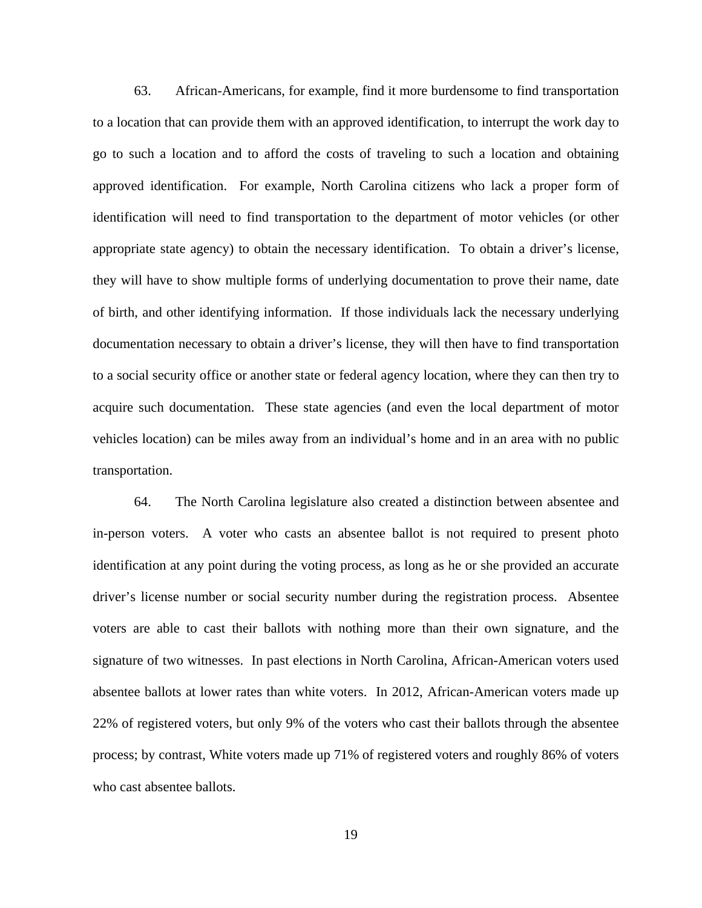63. African-Americans, for example, find it more burdensome to find transportation to a location that can provide them with an approved identification, to interrupt the work day to go to such a location and to afford the costs of traveling to such a location and obtaining approved identification. For example, North Carolina citizens who lack a proper form of identification will need to find transportation to the department of motor vehicles (or other appropriate state agency) to obtain the necessary identification. To obtain a driver's license, they will have to show multiple forms of underlying documentation to prove their name, date of birth, and other identifying information. If those individuals lack the necessary underlying documentation necessary to obtain a driver's license, they will then have to find transportation to a social security office or another state or federal agency location, where they can then try to acquire such documentation. These state agencies (and even the local department of motor vehicles location) can be miles away from an individual's home and in an area with no public transportation.

64. The North Carolina legislature also created a distinction between absentee and in-person voters. A voter who casts an absentee ballot is not required to present photo identification at any point during the voting process, as long as he or she provided an accurate driver's license number or social security number during the registration process. Absentee voters are able to cast their ballots with nothing more than their own signature, and the signature of two witnesses. In past elections in North Carolina, African-American voters used absentee ballots at lower rates than white voters. In 2012, African-American voters made up 22% of registered voters, but only 9% of the voters who cast their ballots through the absentee process; by contrast, White voters made up 71% of registered voters and roughly 86% of voters who cast absentee ballots.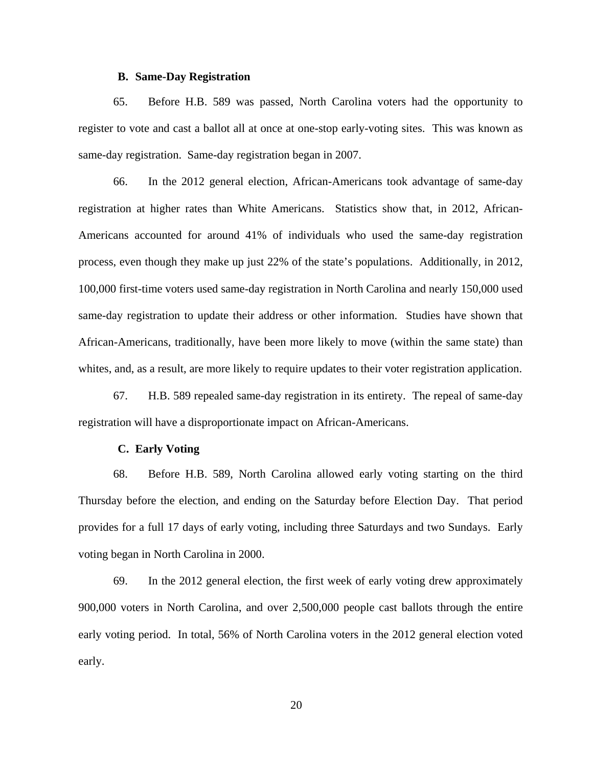### B. Same-Day Registration

65. Before H.B. 589 was passed, North Carolina voters had the opportunity to register to vote and cast a ballot all at once at one-stop early-voting sites. This was known as same-day registration. Same-day registration began in 2007.

66. In the 2012 general election, African-Americans took advantage of same-day registration at higher rates than White Americans. Statistics show that, in 2012, African-Americans accounted for around 41% of individuals who used the same-day registration process, even though they make up just 22% of the state's populations. Additionally, in 2012, 100,000 first-time voters used same-day registration in North Carolina and nearly 150,000 used same-day registration to update their address or other information. Studies have shown that African-Americans, traditionally, have been more likely to move (within the same state) than whites, and, as a result, are more likely to require updates to their voter registration application.

67. H.B. 589 repealed same-day registration in its entirety. The repeal of same-day registration will have a disproportionate impact on African-Americans.

### C. Early Voting

68. Before H.B. 589, North Carolina allowed early voting starting on the third Thursday before the election, and ending on the Saturday before Election Day. That period provides for a full 17 days of early voting, including three Saturdays and two Sundays. Early voting began in North Carolina in 2000.

69. In the 2012 general election, the first week of early voting drew approximately 900,000 voters in North Carolina, and over 2,500,000 people cast ballots through the entire early voting period. In total, 56% of North Carolina voters in the 2012 general election voted early.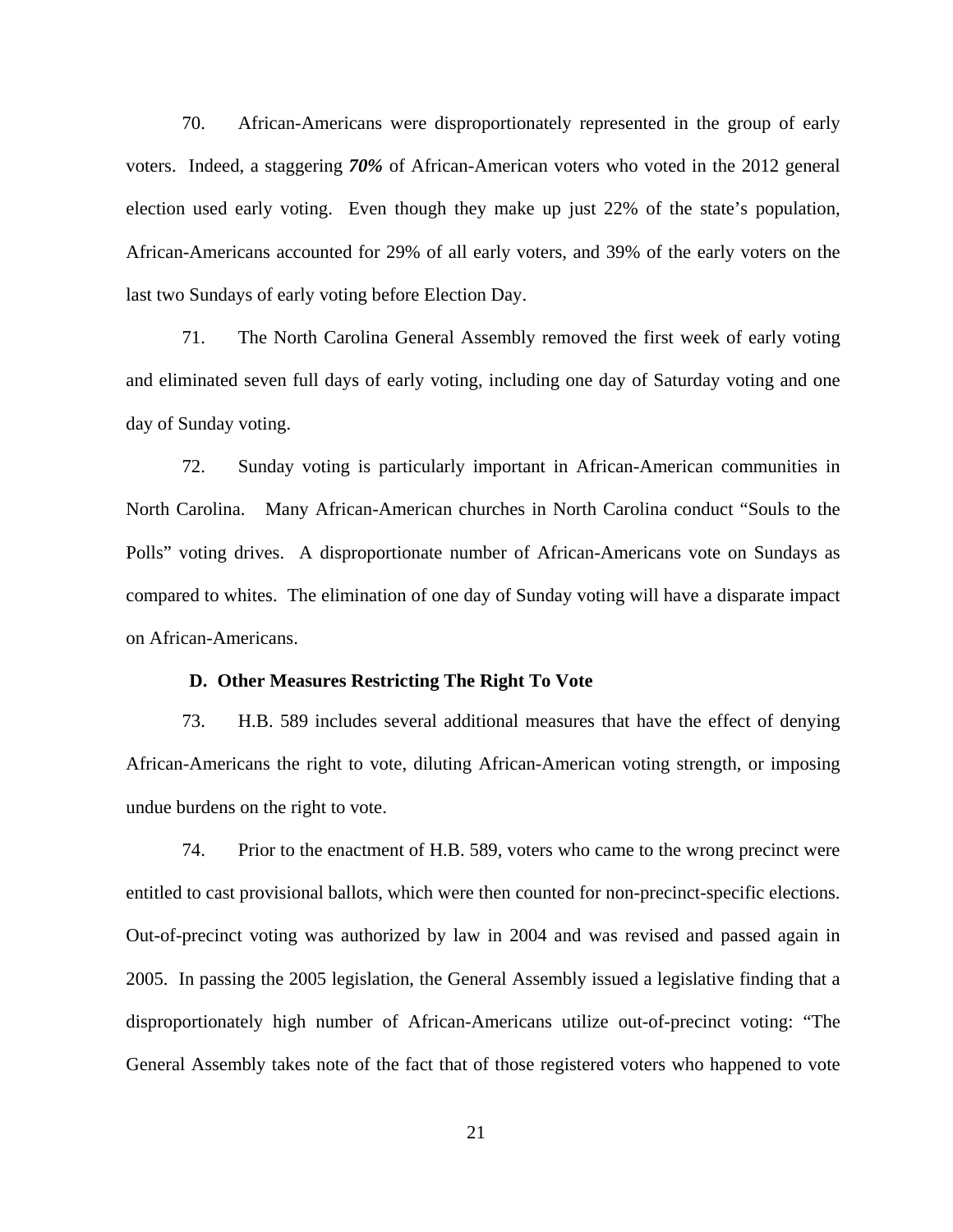70. African-Americans were disproportionately represented in the group of early voters. Indeed, a staggering ***70%*** of African-American voters who voted in the 2012 general election used early voting. Even though they make up just 22% of the state's population, African-Americans accounted for 29% of all early voters, and 39% of the early voters on the last two Sundays of early voting before Election Day.

71. The North Carolina General Assembly removed the first week of early voting and eliminated seven full days of early voting, including one day of Saturday voting and one day of Sunday voting.

72. Sunday voting is particularly important in African-American communities in North Carolina. Many African-American churches in North Carolina conduct "Souls to the Polls" voting drives. A disproportionate number of African-Americans vote on Sundays as compared to whites. The elimination of one day of Sunday voting will have a disparate impact on African-Americans.

### D. Other Measures Restricting The Right To Vote

73. H.B. 589 includes several additional measures that have the effect of denying African-Americans the right to vote, diluting African-American voting strength, or imposing undue burdens on the right to vote.

74. Prior to the enactment of H.B. 589, voters who came to the wrong precinct were entitled to cast provisional ballots, which were then counted for non-precinct-specific elections. Out-of-precinct voting was authorized by law in 2004 and was revised and passed again in 2005. In passing the 2005 legislation, the General Assembly issued a legislative finding that a disproportionately high number of African-Americans utilize out-of-precinct voting: "The General Assembly takes note of the fact that of those registered voters who happened to vote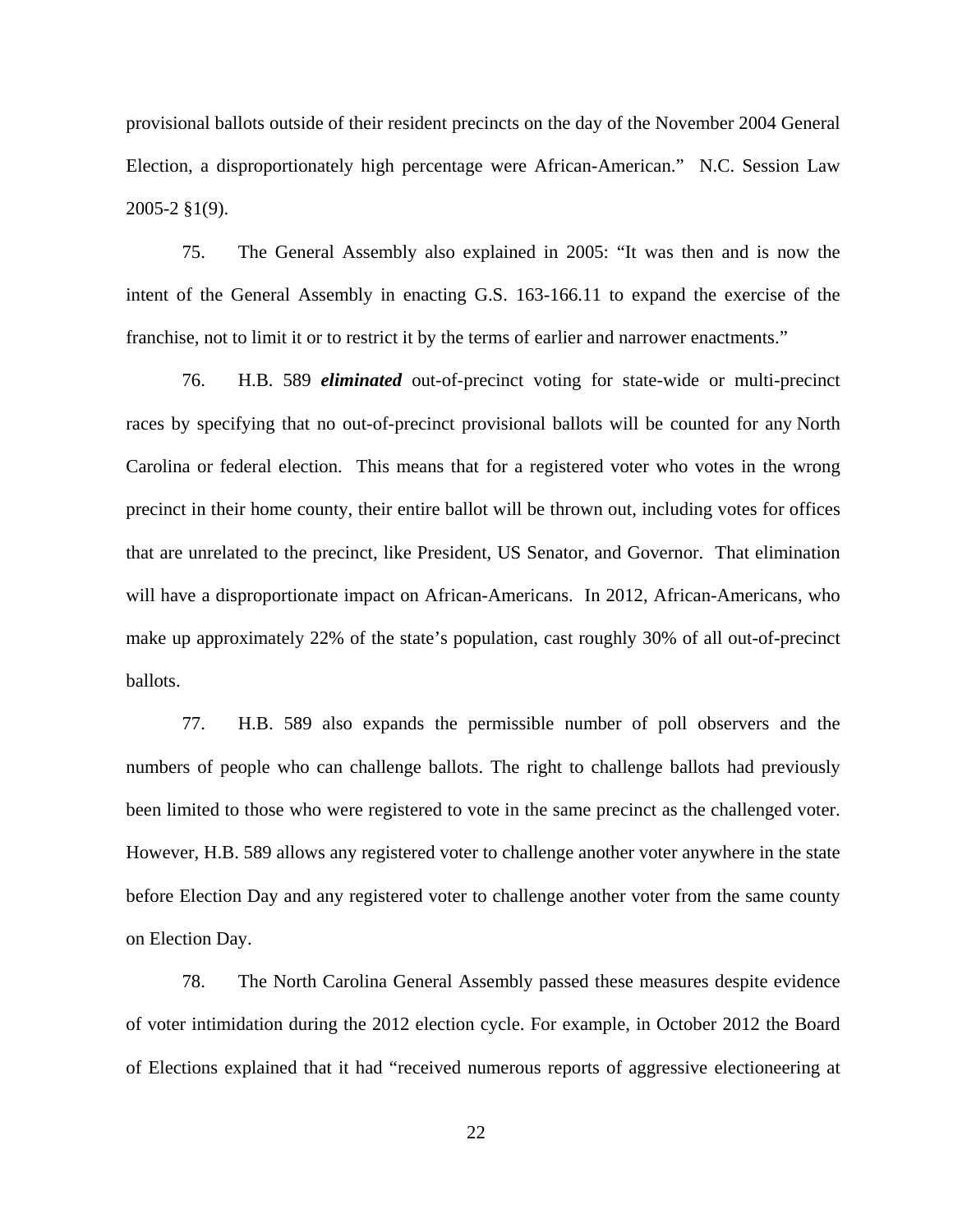provisional ballots outside of their resident precincts on the day of the November 2004 General Election, a disproportionately high percentage were African-American." N.C. Session Law 2005-2 §1(9).

75. The General Assembly also explained in 2005: "It was then and is now the intent of the General Assembly in enacting G.S. 163-166.11 to expand the exercise of the franchise, not to limit it or to restrict it by the terms of earlier and narrower enactments."

76. H.B. 589 ***eliminated*** out-of-precinct voting for state-wide or multi-precinct races by specifying that no out-of-precinct provisional ballots will be counted for any North Carolina or federal election. This means that for a registered voter who votes in the wrong precinct in their home county, their entire ballot will be thrown out, including votes for offices that are unrelated to the precinct, like President, US Senator, and Governor. That elimination will have a disproportionate impact on African-Americans. In 2012, African-Americans, who make up approximately 22% of the state's population, cast roughly 30% of all out-of-precinct ballots.

77. H.B. 589 also expands the permissible number of poll observers and the numbers of people who can challenge ballots. The right to challenge ballots had previously been limited to those who were registered to vote in the same precinct as the challenged voter. However, H.B. 589 allows any registered voter to challenge another voter anywhere in the state before Election Day and any registered voter to challenge another voter from the same county on Election Day.

78. The North Carolina General Assembly passed these measures despite evidence of voter intimidation during the 2012 election cycle. For example, in October 2012 the Board of Elections explained that it had "received numerous reports of aggressive electioneering at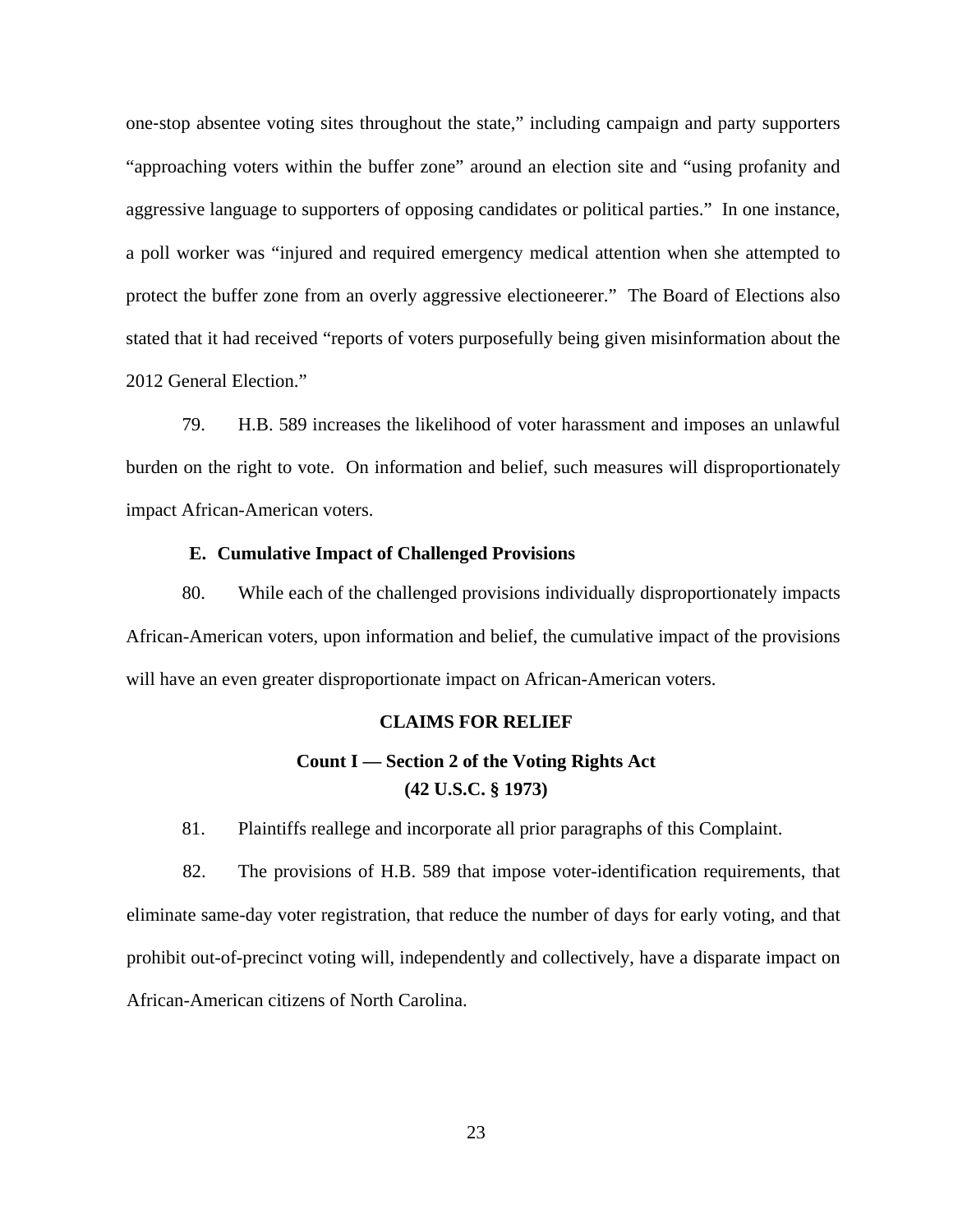one-stop absentee voting sites throughout the state," including campaign and party supporters "approaching voters within the buffer zone" around an election site and "using profanity and aggressive language to supporters of opposing candidates or political parties." In one instance, a poll worker was "injured and required emergency medical attention when she attempted to protect the buffer zone from an overly aggressive electioneerer." The Board of Elections also stated that it had received "reports of voters purposefully being given misinformation about the 2012 General Election."

79. H.B. 589 increases the likelihood of voter harassment and imposes an unlawful burden on the right to vote. On information and belief, such measures will disproportionately impact African-American voters.

### E. Cumulative Impact of Challenged Provisions

80. While each of the challenged provisions individually disproportionately impacts African-American voters, upon information and belief, the cumulative impact of the provisions will have an even greater disproportionate impact on African-American voters.

## CLAIMS FOR RELIEF

### Count I — Section 2 of the Voting Rights Act (42 U.S.C. § 1973)

81. Plaintiffs reallege and incorporate all prior paragraphs of this Complaint.

82. The provisions of H.B. 589 that impose voter-identification requirements, that eliminate same-day voter registration, that reduce the number of days for early voting, and that prohibit out-of-precinct voting will, independently and collectively, have a disparate impact on African-American citizens of North Carolina.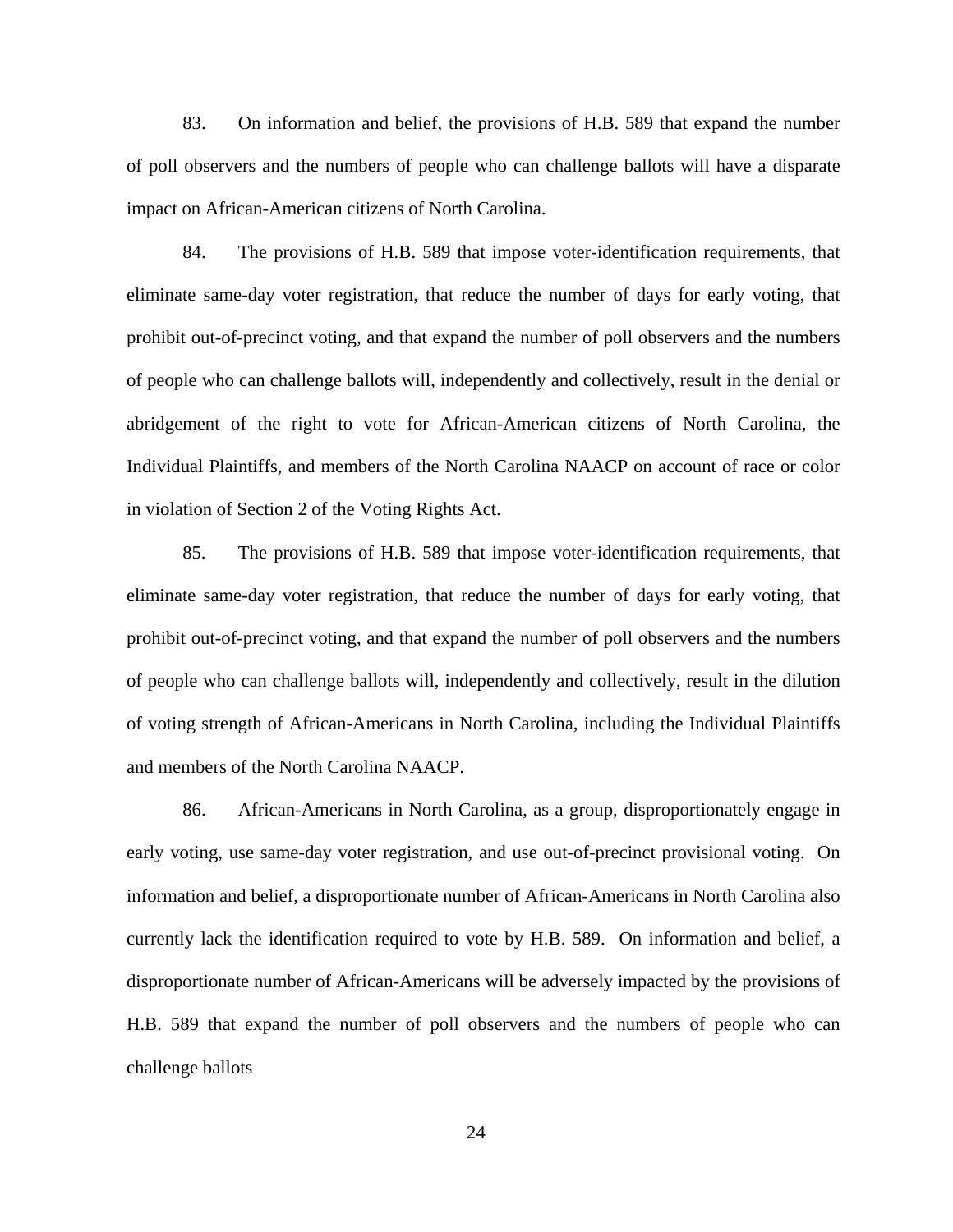83. On information and belief, the provisions of H.B. 589 that expand the number of poll observers and the numbers of people who can challenge ballots will have a disparate impact on African-American citizens of North Carolina.

84. The provisions of H.B. 589 that impose voter-identification requirements, that eliminate same-day voter registration, that reduce the number of days for early voting, that prohibit out-of-precinct voting, and that expand the number of poll observers and the numbers of people who can challenge ballots will, independently and collectively, result in the denial or abridgement of the right to vote for African-American citizens of North Carolina, the Individual Plaintiffs, and members of the North Carolina NAACP on account of race or color in violation of Section 2 of the Voting Rights Act.

85. The provisions of H.B. 589 that impose voter-identification requirements, that eliminate same-day voter registration, that reduce the number of days for early voting, that prohibit out-of-precinct voting, and that expand the number of poll observers and the numbers of people who can challenge ballots will, independently and collectively, result in the dilution of voting strength of African-Americans in North Carolina, including the Individual Plaintiffs and members of the North Carolina NAACP.

86. African-Americans in North Carolina, as a group, disproportionately engage in early voting, use same-day voter registration, and use out-of-precinct provisional voting. On information and belief, a disproportionate number of African-Americans in North Carolina also currently lack the identification required to vote by H.B. 589. On information and belief, a disproportionate number of African-Americans will be adversely impacted by the provisions of H.B. 589 that expand the number of poll observers and the numbers of people who can challenge ballots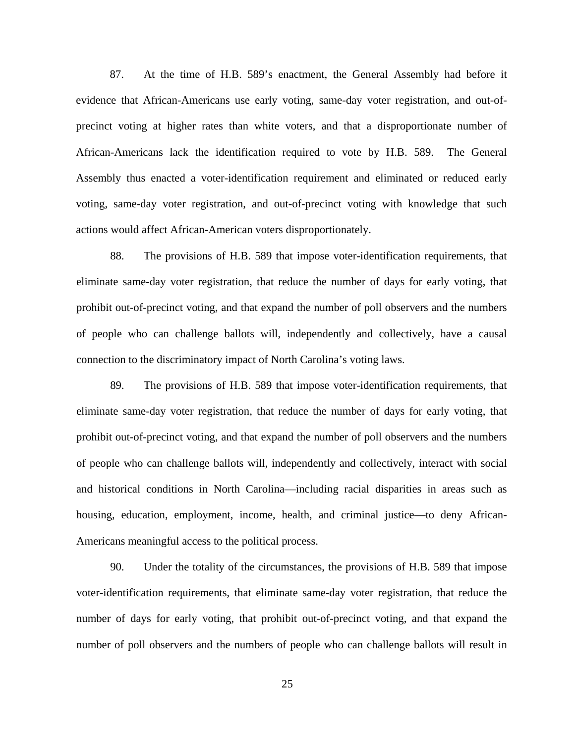87. At the time of H.B. 589's enactment, the General Assembly had before it evidence that African-Americans use early voting, same-day voter registration, and out-of-precinct voting at higher rates than white voters, and that a disproportionate number of African-Americans lack the identification required to vote by H.B. 589. The General Assembly thus enacted a voter-identification requirement and eliminated or reduced early voting, same-day voter registration, and out-of-precinct voting with knowledge that such actions would affect African-American voters disproportionately.

88. The provisions of H.B. 589 that impose voter-identification requirements, that eliminate same-day voter registration, that reduce the number of days for early voting, that prohibit out-of-precinct voting, and that expand the number of poll observers and the numbers of people who can challenge ballots will, independently and collectively, have a causal connection to the discriminatory impact of North Carolina's voting laws.

89. The provisions of H.B. 589 that impose voter-identification requirements, that eliminate same-day voter registration, that reduce the number of days for early voting, that prohibit out-of-precinct voting, and that expand the number of poll observers and the numbers of people who can challenge ballots will, independently and collectively, interact with social and historical conditions in North Carolina—including racial disparities in areas such as housing, education, employment, income, health, and criminal justice—to deny African-Americans meaningful access to the political process.

90. Under the totality of the circumstances, the provisions of H.B. 589 that impose voter-identification requirements, that eliminate same-day voter registration, that reduce the number of days for early voting, that prohibit out-of-precinct voting, and that expand the number of poll observers and the numbers of people who can challenge ballots will result in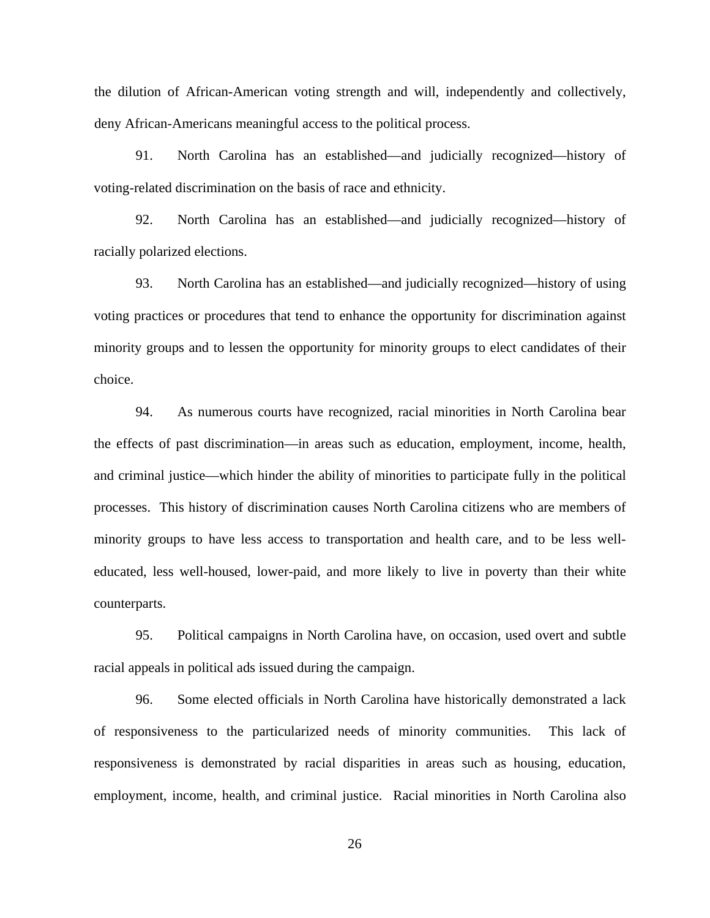the dilution of African-American voting strength and will, independently and collectively, deny African-Americans meaningful access to the political process.

91. North Carolina has an established—and judicially recognized—history of voting-related discrimination on the basis of race and ethnicity.

92. North Carolina has an established—and judicially recognized—history of racially polarized elections.

93. North Carolina has an established—and judicially recognized—history of using voting practices or procedures that tend to enhance the opportunity for discrimination against minority groups and to lessen the opportunity for minority groups to elect candidates of their choice.

94. As numerous courts have recognized, racial minorities in North Carolina bear the effects of past discrimination—in areas such as education, employment, income, health, and criminal justice—which hinder the ability of minorities to participate fully in the political processes. This history of discrimination causes North Carolina citizens who are members of minority groups to have less access to transportation and health care, and to be less well-educated, less well-housed, lower-paid, and more likely to live in poverty than their white counterparts.

95. Political campaigns in North Carolina have, on occasion, used overt and subtle racial appeals in political ads issued during the campaign.

96. Some elected officials in North Carolina have historically demonstrated a lack of responsiveness to the particularized needs of minority communities. This lack of responsiveness is demonstrated by racial disparities in areas such as housing, education, employment, income, health, and criminal justice. Racial minorities in North Carolina also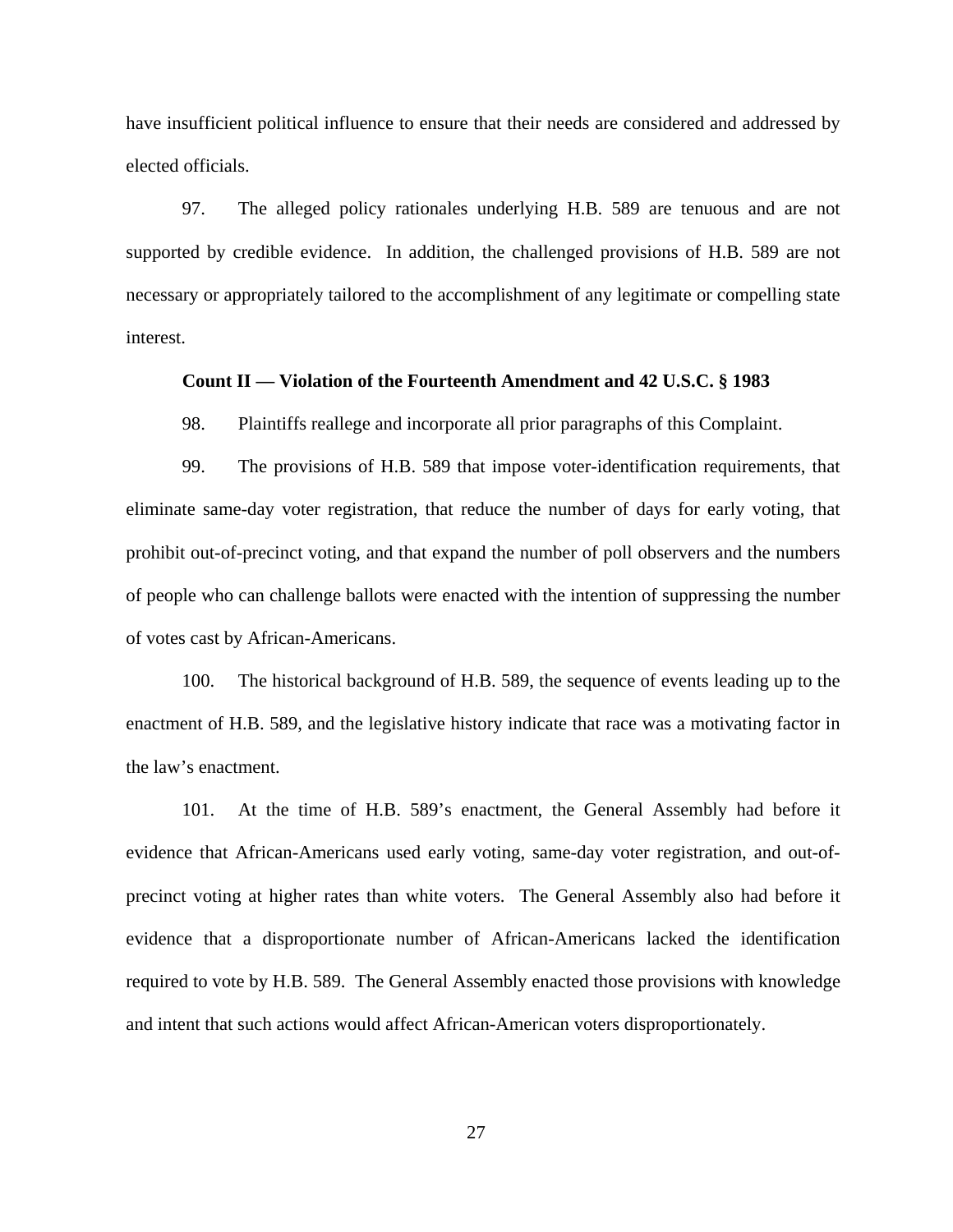have insufficient political influence to ensure that their needs are considered and addressed by elected officials.

97. The alleged policy rationales underlying H.B. 589 are tenuous and are not supported by credible evidence. In addition, the challenged provisions of H.B. 589 are not necessary or appropriately tailored to the accomplishment of any legitimate or compelling state interest.

**Count II — Violation of the Fourteenth Amendment and 42 U.S.C. § 1983**

98. Plaintiffs reallege and incorporate all prior paragraphs of this Complaint.

99. The provisions of H.B. 589 that impose voter-identification requirements, that eliminate same-day voter registration, that reduce the number of days for early voting, that prohibit out-of-precinct voting, and that expand the number of poll observers and the numbers of people who can challenge ballots were enacted with the intention of suppressing the number of votes cast by African-Americans.

100. The historical background of H.B. 589, the sequence of events leading up to the enactment of H.B. 589, and the legislative history indicate that race was a motivating factor in the law's enactment.

101. At the time of H.B. 589's enactment, the General Assembly had before it evidence that African-Americans used early voting, same-day voter registration, and out-of-precinct voting at higher rates than white voters. The General Assembly also had before it evidence that a disproportionate number of African-Americans lacked the identification required to vote by H.B. 589. The General Assembly enacted those provisions with knowledge and intent that such actions would affect African-American voters disproportionately.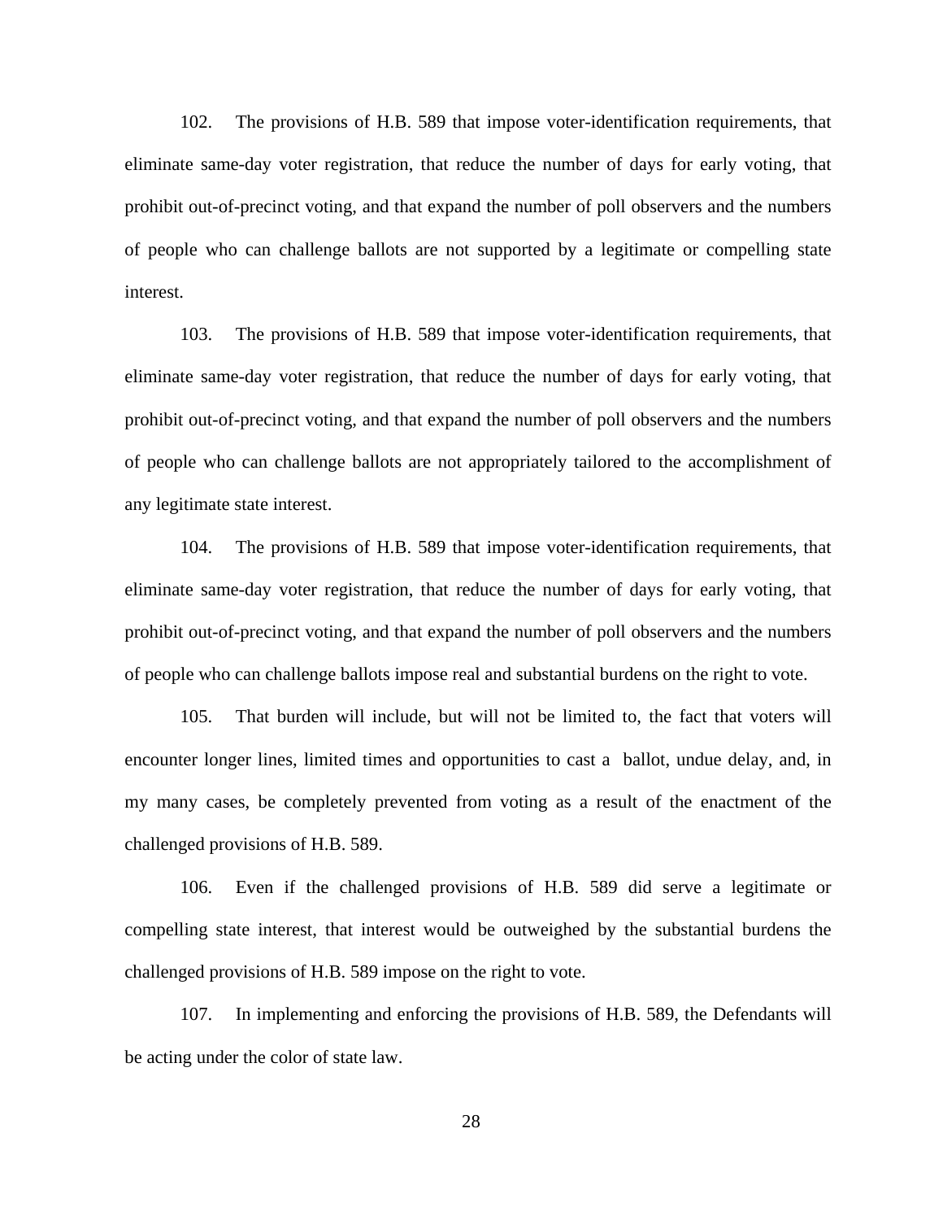102. The provisions of H.B. 589 that impose voter-identification requirements, that eliminate same-day voter registration, that reduce the number of days for early voting, that prohibit out-of-precinct voting, and that expand the number of poll observers and the numbers of people who can challenge ballots are not supported by a legitimate or compelling state interest.

103. The provisions of H.B. 589 that impose voter-identification requirements, that eliminate same-day voter registration, that reduce the number of days for early voting, that prohibit out-of-precinct voting, and that expand the number of poll observers and the numbers of people who can challenge ballots are not appropriately tailored to the accomplishment of any legitimate state interest.

104. The provisions of H.B. 589 that impose voter-identification requirements, that eliminate same-day voter registration, that reduce the number of days for early voting, that prohibit out-of-precinct voting, and that expand the number of poll observers and the numbers of people who can challenge ballots impose real and substantial burdens on the right to vote.

105. That burden will include, but will not be limited to, the fact that voters will encounter longer lines, limited times and opportunities to cast a ballot, undue delay, and, in my many cases, be completely prevented from voting as a result of the enactment of the challenged provisions of H.B. 589.

106. Even if the challenged provisions of H.B. 589 did serve a legitimate or compelling state interest, that interest would be outweighed by the substantial burdens the challenged provisions of H.B. 589 impose on the right to vote.

107. In implementing and enforcing the provisions of H.B. 589, the Defendants will be acting under the color of state law.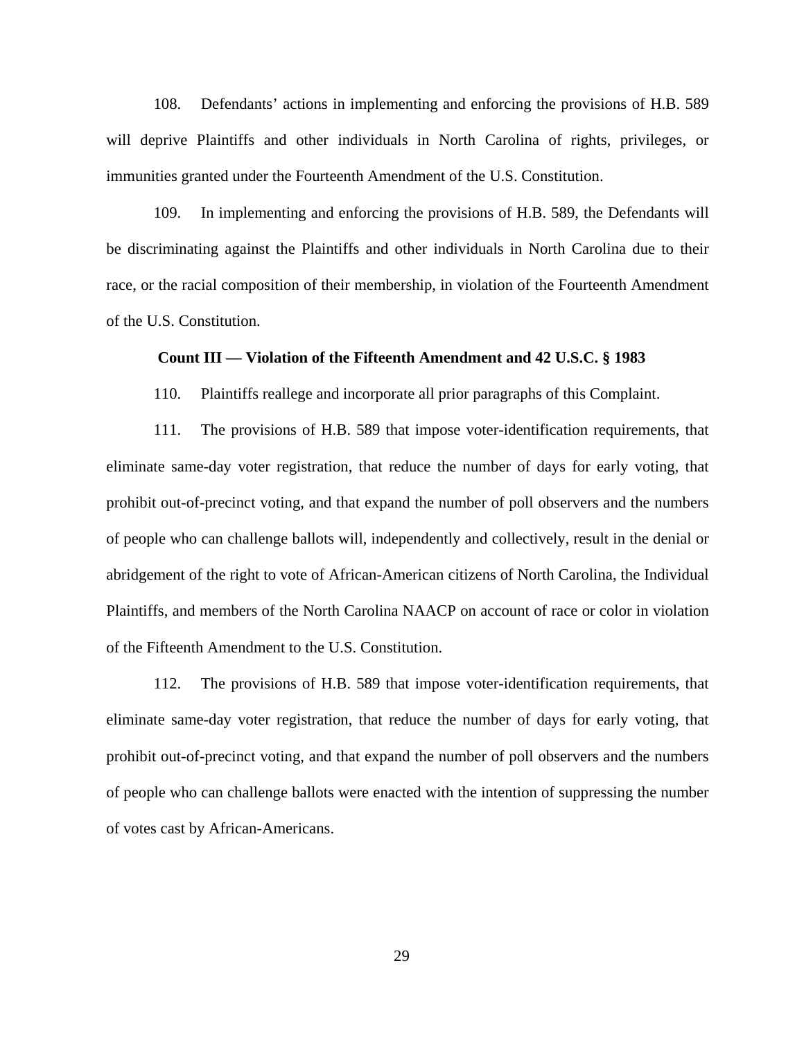108. Defendants' actions in implementing and enforcing the provisions of H.B. 589 will deprive Plaintiffs and other individuals in North Carolina of rights, privileges, or immunities granted under the Fourteenth Amendment of the U.S. Constitution.

109. In implementing and enforcing the provisions of H.B. 589, the Defendants will be discriminating against the Plaintiffs and other individuals in North Carolina due to their race, or the racial composition of their membership, in violation of the Fourteenth Amendment of the U.S. Constitution.

**Count III — Violation of the Fifteenth Amendment and 42 U.S.C. § 1983**

110. Plaintiffs reallege and incorporate all prior paragraphs of this Complaint.

111. The provisions of H.B. 589 that impose voter-identification requirements, that eliminate same-day voter registration, that reduce the number of days for early voting, that prohibit out-of-precinct voting, and that expand the number of poll observers and the numbers of people who can challenge ballots will, independently and collectively, result in the denial or abridgement of the right to vote of African-American citizens of North Carolina, the Individual Plaintiffs, and members of the North Carolina NAACP on account of race or color in violation of the Fifteenth Amendment to the U.S. Constitution.

112. The provisions of H.B. 589 that impose voter-identification requirements, that eliminate same-day voter registration, that reduce the number of days for early voting, that prohibit out-of-precinct voting, and that expand the number of poll observers and the numbers of people who can challenge ballots were enacted with the intention of suppressing the number of votes cast by African-Americans.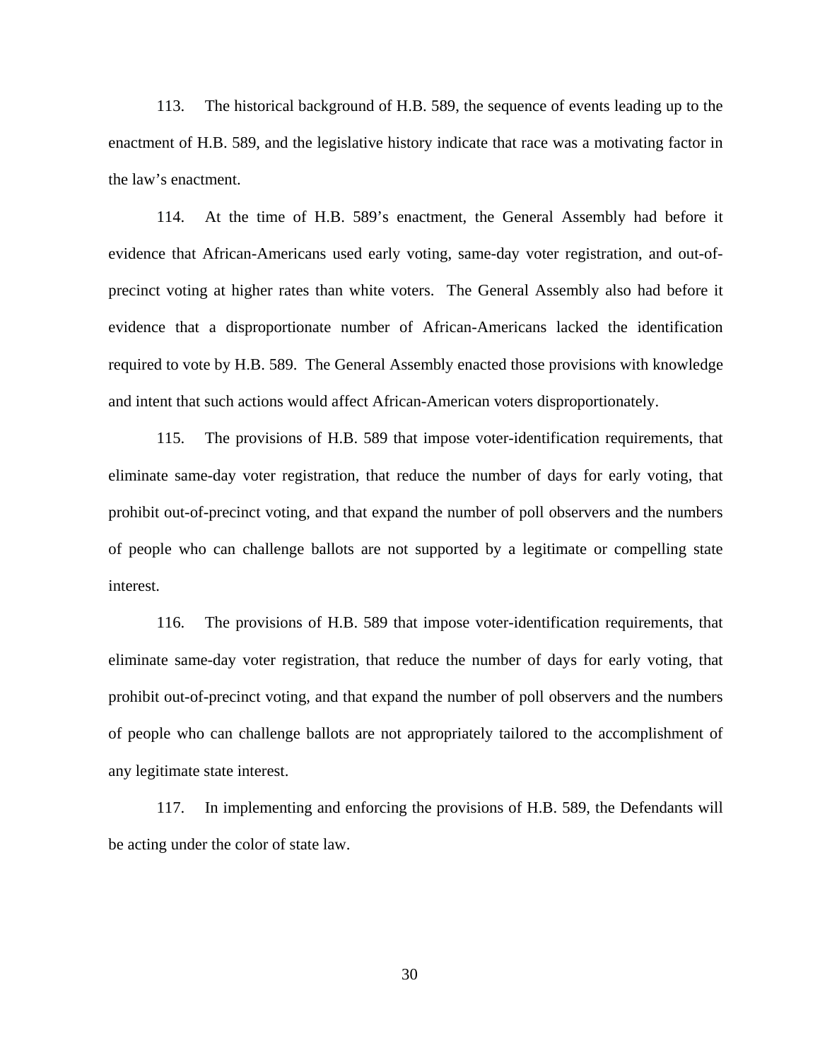113. The historical background of H.B. 589, the sequence of events leading up to the enactment of H.B. 589, and the legislative history indicate that race was a motivating factor in the law's enactment.

114. At the time of H.B. 589's enactment, the General Assembly had before it evidence that African-Americans used early voting, same-day voter registration, and out-of-precinct voting at higher rates than white voters. The General Assembly also had before it evidence that a disproportionate number of African-Americans lacked the identification required to vote by H.B. 589. The General Assembly enacted those provisions with knowledge and intent that such actions would affect African-American voters disproportionately.

115. The provisions of H.B. 589 that impose voter-identification requirements, that eliminate same-day voter registration, that reduce the number of days for early voting, that prohibit out-of-precinct voting, and that expand the number of poll observers and the numbers of people who can challenge ballots are not supported by a legitimate or compelling state interest.

116. The provisions of H.B. 589 that impose voter-identification requirements, that eliminate same-day voter registration, that reduce the number of days for early voting, that prohibit out-of-precinct voting, and that expand the number of poll observers and the numbers of people who can challenge ballots are not appropriately tailored to the accomplishment of any legitimate state interest.

117. In implementing and enforcing the provisions of H.B. 589, the Defendants will be acting under the color of state law.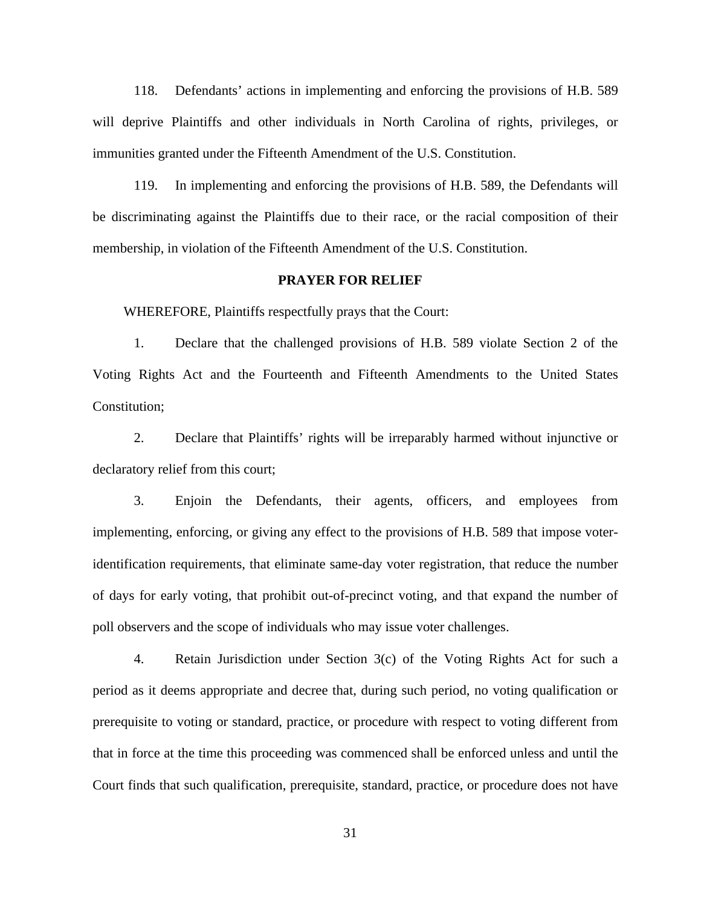118. Defendants' actions in implementing and enforcing the provisions of H.B. 589 will deprive Plaintiffs and other individuals in North Carolina of rights, privileges, or immunities granted under the Fifteenth Amendment of the U.S. Constitution.

119. In implementing and enforcing the provisions of H.B. 589, the Defendants will be discriminating against the Plaintiffs due to their race, or the racial composition of their membership, in violation of the Fifteenth Amendment of the U.S. Constitution.

**PRAYER FOR RELIEF**

WHEREFORE, Plaintiffs respectfully prays that the Court:

1. Declare that the challenged provisions of H.B. 589 violate Section 2 of the Voting Rights Act and the Fourteenth and Fifteenth Amendments to the United States Constitution;

2. Declare that Plaintiffs' rights will be irreparably harmed without injunctive or declaratory relief from this court;

3. Enjoin the Defendants, their agents, officers, and employees from implementing, enforcing, or giving any effect to the provisions of H.B. 589 that impose voter-identification requirements, that eliminate same-day voter registration, that reduce the number of days for early voting, that prohibit out-of-precinct voting, and that expand the number of poll observers and the scope of individuals who may issue voter challenges.

4. Retain Jurisdiction under Section 3(c) of the Voting Rights Act for such a period as it deems appropriate and decree that, during such period, no voting qualification or prerequisite to voting or standard, practice, or procedure with respect to voting different from that in force at the time this proceeding was commenced shall be enforced unless and until the Court finds that such qualification, prerequisite, standard, practice, or procedure does not have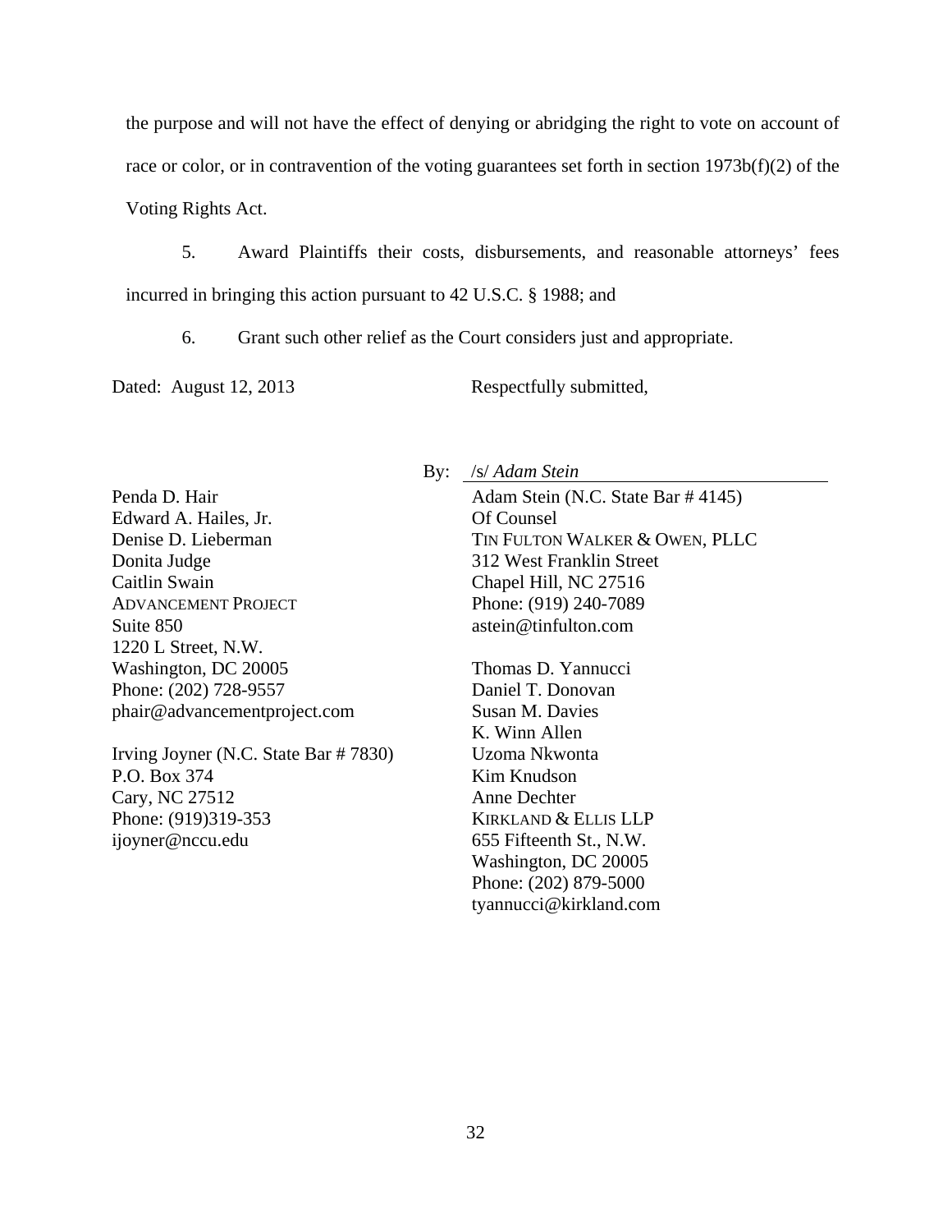the purpose and will not have the effect of denying or abridging the right to vote on account of race or color, or in contravention of the voting guarantees set forth in section 1973b(f)(2) of the Voting Rights Act.

5. Award Plaintiffs their costs, disbursements, and reasonable attorneys' fees incurred in bringing this action pursuant to 42 U.S.C. § 1988; and

6. Grant such other relief as the Court considers just and appropriate.

Dated: August 12, 2013

Respectfully submitted,

By: /s/ *Adam Stein*

Adam Stein (N.C. State Bar # 4145)
Of Counsel
TIN FULTON WALKER & OWEN, PLLC
312 West Franklin Street
Chapel Hill, NC 27516
Phone: (919) 240-7089
astein@tinfulton.com

Thomas D. Yannucci
Daniel T. Donovan
Susan M. Davies
K. Winn Allen
Uzoma Nkwonta
Kim Knudson
Anne Dechter
KIRKLAND & ELLIS LLP
655 Fifteenth St., N.W.
Washington, DC 20005
Phone: (202) 879-5000
tyannucci@kirkland.com

Penda D. Hair
Edward A. Hailes, Jr.
Denise D. Lieberman
Donita Judge
Caitlin Swain
ADVANCEMENT PROJECT
Suite 850
1220 L Street, N.W.
Washington, DC 20005
Phone: (202) 728-9557
phair@advancementproject.com

Irving Joyner (N.C. State Bar # 7830)
P.O. Box 374
Cary, NC 27512
Phone: (919)319-353
ijoyner@nccu.edu